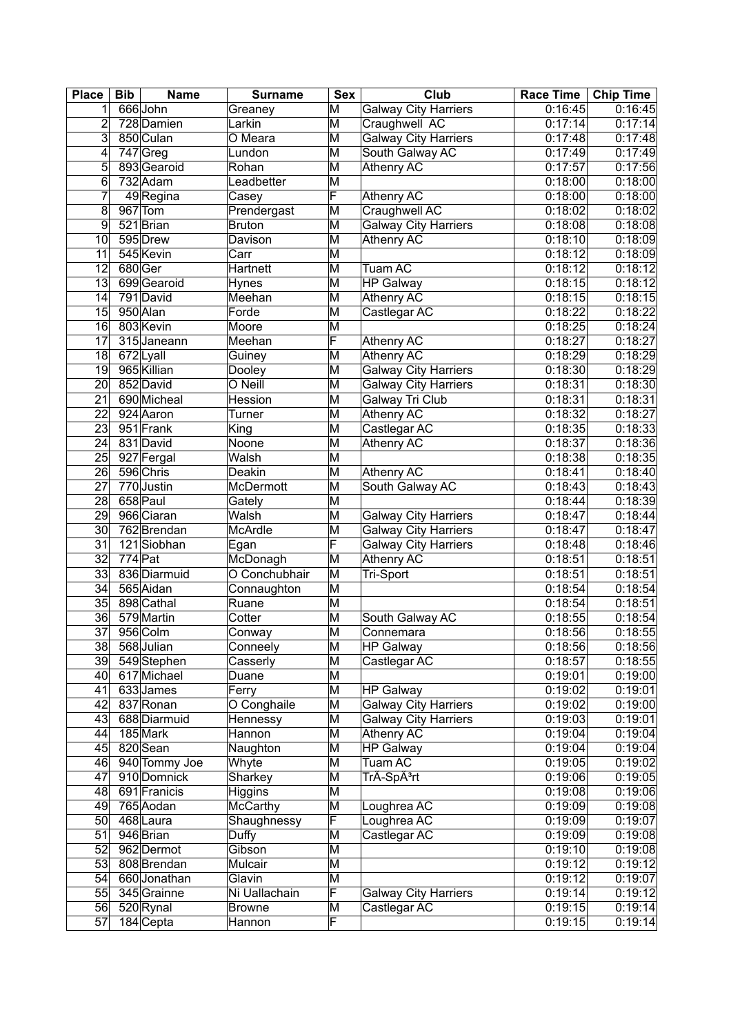| Place | Bib | Name | Surname | Sex | Club | Race Time | Chip Time |
|---|---|---|---|---|---|---|---|
| 1 | 666 | John | Greaney | M | Galway City Harriers | 0:16:45 | 0:16:45 |
| 2 | 728 | Damien | Larkin | M | Craughwell AC | 0:17:14 | 0:17:14 |
| 3 | 850 | Culan | O Meara | M | Galway City Harriers | 0:17:48 | 0:17:48 |
| 4 | 747 | Greg | Lundon | M | South Galway AC | 0:17:49 | 0:17:49 |
| 5 | 893 | Gearoid | Rohan | M | Athenry AC | 0:17:57 | 0:17:56 |
| 6 | 732 | Adam | Leadbetter | M | | 0:18:00 | 0:18:00 |
| 7 | 49 | Regina | Casey | F | Athenry AC | 0:18:00 | 0:18:00 |
| 8 | 967 | Tom | Prendergast | M | Craughwell AC | 0:18:02 | 0:18:02 |
| 9 | 521 | Brian | Bruton | M | Galway City Harriers | 0:18:08 | 0:18:08 |
| 10 | 595 | Drew | Davison | M | Athenry AC | 0:18:10 | 0:18:09 |
| 11 | 545 | Kevin | Carr | M | | 0:18:12 | 0:18:09 |
| 12 | 680 | Ger | Hartnett | M | Tuam AC | 0:18:12 | 0:18:12 |
| 13 | 699 | Gearoid | Hynes | M | HP Galway | 0:18:15 | 0:18:12 |
| 14 | 791 | David | Meehan | M | Athenry AC | 0:18:15 | 0:18:15 |
| 15 | 950 | Alan | Forde | M | Castlegar AC | 0:18:22 | 0:18:22 |
| 16 | 803 | Kevin | Moore | M | | 0:18:25 | 0:18:24 |
| 17 | 315 | Janeann | Meehan | F | Athenry AC | 0:18:27 | 0:18:27 |
| 18 | 672 | Lyall | Guiney | M | Athenry AC | 0:18:29 | 0:18:29 |
| 19 | 965 | Killian | Dooley | M | Galway City Harriers | 0:18:30 | 0:18:29 |
| 20 | 852 | David | O Neill | M | Galway City Harriers | 0:18:31 | 0:18:30 |
| 21 | 690 | Micheal | Hession | M | Galway Tri Club | 0:18:31 | 0:18:31 |
| 22 | 924 | Aaron | Turner | M | Athenry AC | 0:18:32 | 0:18:27 |
| 23 | 951 | Frank | King | M | Castlegar AC | 0:18:35 | 0:18:33 |
| 24 | 831 | David | Noone | M | Athenry AC | 0:18:37 | 0:18:36 |
| 25 | 927 | Fergal | Walsh | M | | 0:18:38 | 0:18:35 |
| 26 | 596 | Chris | Deakin | M | Athenry AC | 0:18:41 | 0:18:40 |
| 27 | 770 | Justin | McDermott | M | South Galway AC | 0:18:43 | 0:18:43 |
| 28 | 658 | Paul | Gately | M | | 0:18:44 | 0:18:39 |
| 29 | 966 | Ciaran | Walsh | M | Galway City Harriers | 0:18:47 | 0:18:44 |
| 30 | 762 | Brendan | McArdle | M | Galway City Harriers | 0:18:47 | 0:18:47 |
| 31 | 121 | Siobhan | Egan | F | Galway City Harriers | 0:18:48 | 0:18:46 |
| 32 | 774 | Pat | McDonagh | M | Athenry AC | 0:18:51 | 0:18:51 |
| 33 | 836 | Diarmuid | O Conchubhair | M | Tri-Sport | 0:18:51 | 0:18:51 |
| 34 | 565 | Aidan | Connaughton | M | | 0:18:54 | 0:18:54 |
| 35 | 898 | Cathal | Ruane | M | | 0:18:54 | 0:18:51 |
| 36 | 579 | Martin | Cotter | M | South Galway AC | 0:18:55 | 0:18:54 |
| 37 | 956 | Colm | Conway | M | Connemara | 0:18:56 | 0:18:55 |
| 38 | 568 | Julian | Conneely | M | HP Galway | 0:18:56 | 0:18:56 |
| 39 | 549 | Stephen | Casserly | M | Castlegar AC | 0:18:57 | 0:18:55 |
| 40 | 617 | Michael | Duane | M | | 0:19:01 | 0:19:00 |
| 41 | 633 | James | Ferry | M | HP Galway | 0:19:02 | 0:19:01 |
| 42 | 837 | Ronan | O Conghaile | M | Galway City Harriers | 0:19:02 | 0:19:00 |
| 43 | 688 | Diarmuid | Hennessy | M | Galway City Harriers | 0:19:03 | 0:19:01 |
| 44 | 185 | Mark | Hannon | M | Athenry AC | 0:19:04 | 0:19:04 |
| 45 | 820 | Sean | Naughton | M | HP Galway | 0:19:04 | 0:19:04 |
| 46 | 940 | Tommy Joe | Whyte | M | Tuam AC | 0:19:05 | 0:19:02 |
| 47 | 910 | Domnick | Sharkey | M | TrÃ-SpÃ³rt | 0:19:06 | 0:19:05 |
| 48 | 691 | Franicis | Higgins | M | | 0:19:08 | 0:19:06 |
| 49 | 765 | Aodan | McCarthy | M | Loughrea AC | 0:19:09 | 0:19:08 |
| 50 | 468 | Laura | Shaughnessy | F | Loughrea AC | 0:19:09 | 0:19:07 |
| 51 | 946 | Brian | Duffy | M | Castlegar AC | 0:19:09 | 0:19:08 |
| 52 | 962 | Dermot | Gibson | M | | 0:19:10 | 0:19:08 |
| 53 | 808 | Brendan | Mulcair | M | | 0:19:12 | 0:19:12 |
| 54 | 660 | Jonathan | Glavin | M | | 0:19:12 | 0:19:07 |
| 55 | 345 | Grainne | Ni Uallachain | F | Galway City Harriers | 0:19:14 | 0:19:12 |
| 56 | 520 | Rynal | Browne | M | Castlegar AC | 0:19:15 | 0:19:14 |
| 57 | 184 | Cepta | Hannon | F | | 0:19:15 | 0:19:14 |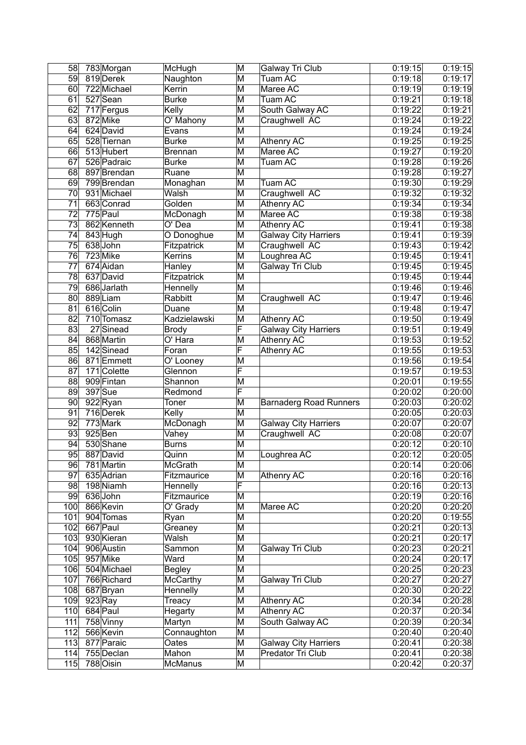| 58 | 783 | Morgan | McHugh | M | Galway Tri Club | 0:19:15 | 0:19:15 |
|---|---|---|---|---|---|---|---|
| 59 | 819 | Derek | Naughton | M | Tuam AC | 0:19:18 | 0:19:17 |
| 60 | 722 | Michael | Kerrin | M | Maree AC | 0:19:19 | 0:19:19 |
| 61 | 527 | Sean | Burke | M | Tuam AC | 0:19:21 | 0:19:18 |
| 62 | 717 | Fergus | Kelly | M | South Galway AC | 0:19:22 | 0:19:21 |
| 63 | 872 | Mike | O' Mahony | M | Craughwell AC | 0:19:24 | 0:19:22 |
| 64 | 624 | David | Evans | M | | 0:19:24 | 0:19:24 |
| 65 | 528 | Tiernan | Burke | M | Athenry AC | 0:19:25 | 0:19:25 |
| 66 | 513 | Hubert | Brennan | M | Maree AC | 0:19:27 | 0:19:20 |
| 67 | 526 | Padraic | Burke | M | Tuam AC | 0:19:28 | 0:19:26 |
| 68 | 897 | Brendan | Ruane | M | | 0:19:28 | 0:19:27 |
| 69 | 799 | Brendan | Monaghan | M | Tuam AC | 0:19:30 | 0:19:29 |
| 70 | 931 | Michael | Walsh | M | Craughwell AC | 0:19:32 | 0:19:32 |
| 71 | 663 | Conrad | Golden | M | Athenry AC | 0:19:34 | 0:19:34 |
| 72 | 775 | Paul | McDonagh | M | Maree AC | 0:19:38 | 0:19:38 |
| 73 | 862 | Kenneth | O' Dea | M | Athenry AC | 0:19:41 | 0:19:38 |
| 74 | 843 | Hugh | O Donoghue | M | Galway City Harriers | 0:19:41 | 0:19:39 |
| 75 | 638 | John | Fitzpatrick | M | Craughwell AC | 0:19:43 | 0:19:42 |
| 76 | 723 | Mike | Kerrins | M | Loughrea AC | 0:19:45 | 0:19:41 |
| 77 | 674 | Aidan | Hanley | M | Galway Tri Club | 0:19:45 | 0:19:45 |
| 78 | 637 | David | Fitzpatrick | M | | 0:19:45 | 0:19:44 |
| 79 | 686 | Jarlath | Hennelly | M | | 0:19:46 | 0:19:46 |
| 80 | 889 | Liam | Rabbitt | M | Craughwell AC | 0:19:47 | 0:19:46 |
| 81 | 616 | Colin | Duane | M | | 0:19:48 | 0:19:47 |
| 82 | 710 | Tomasz | Kadzielawski | M | Athenry AC | 0:19:50 | 0:19:49 |
| 83 | 27 | Sinead | Brody | F | Galway City Harriers | 0:19:51 | 0:19:49 |
| 84 | 868 | Martin | O' Hara | M | Athenry AC | 0:19:53 | 0:19:52 |
| 85 | 142 | Sinead | Foran | F | Athenry AC | 0:19:55 | 0:19:53 |
| 86 | 871 | Emmett | O' Looney | M | | 0:19:56 | 0:19:54 |
| 87 | 171 | Colette | Glennon | F | | 0:19:57 | 0:19:53 |
| 88 | 909 | Fintan | Shannon | M | | 0:20:01 | 0:19:55 |
| 89 | 397 | Sue | Redmond | F | | 0:20:02 | 0:20:00 |
| 90 | 922 | Ryan | Toner | M | Barnaderg Road Runners | 0:20:03 | 0:20:02 |
| 91 | 716 | Derek | Kelly | M | | 0:20:05 | 0:20:03 |
| 92 | 773 | Mark | McDonagh | M | Galway City Harriers | 0:20:07 | 0:20:07 |
| 93 | 925 | Ben | Vahey | M | Craughwell AC | 0:20:08 | 0:20:07 |
| 94 | 530 | Shane | Burns | M | | 0:20:12 | 0:20:10 |
| 95 | 887 | David | Quinn | M | Loughrea AC | 0:20:12 | 0:20:05 |
| 96 | 781 | Martin | McGrath | M | | 0:20:14 | 0:20:06 |
| 97 | 635 | Adrian | Fitzmaurice | M | Athenry AC | 0:20:16 | 0:20:16 |
| 98 | 198 | Niamh | Hennelly | F | | 0:20:16 | 0:20:13 |
| 99 | 636 | John | Fitzmaurice | M | | 0:20:19 | 0:20:16 |
| 100 | 866 | Kevin | O' Grady | M | Maree AC | 0:20:20 | 0:20:20 |
| 101 | 904 | Tomas | Ryan | M | | 0:20:20 | 0:19:55 |
| 102 | 667 | Paul | Greaney | M | | 0:20:21 | 0:20:13 |
| 103 | 930 | Kieran | Walsh | M | | 0:20:21 | 0:20:17 |
| 104 | 906 | Austin | Sammon | M | Galway Tri Club | 0:20:23 | 0:20:21 |
| 105 | 957 | Mike | Ward | M | | 0:20:24 | 0:20:17 |
| 106 | 504 | Michael | Begley | M | | 0:20:25 | 0:20:23 |
| 107 | 766 | Richard | McCarthy | M | Galway Tri Club | 0:20:27 | 0:20:27 |
| 108 | 687 | Bryan | Hennelly | M | | 0:20:30 | 0:20:22 |
| 109 | 923 | Ray | Treacy | M | Athenry AC | 0:20:34 | 0:20:28 |
| 110 | 684 | Paul | Hegarty | M | Athenry AC | 0:20:37 | 0:20:34 |
| 111 | 758 | Vinny | Martyn | M | South Galway AC | 0:20:39 | 0:20:34 |
| 112 | 566 | Kevin | Connaughton | M | | 0:20:40 | 0:20:40 |
| 113 | 877 | Paraic | Oates | M | Galway City Harriers | 0:20:41 | 0:20:38 |
| 114 | 755 | Declan | Mahon | M | Predator Tri Club | 0:20:41 | 0:20:38 |
| 115 | 788 | Oisin | McManus | M | | 0:20:42 | 0:20:37 |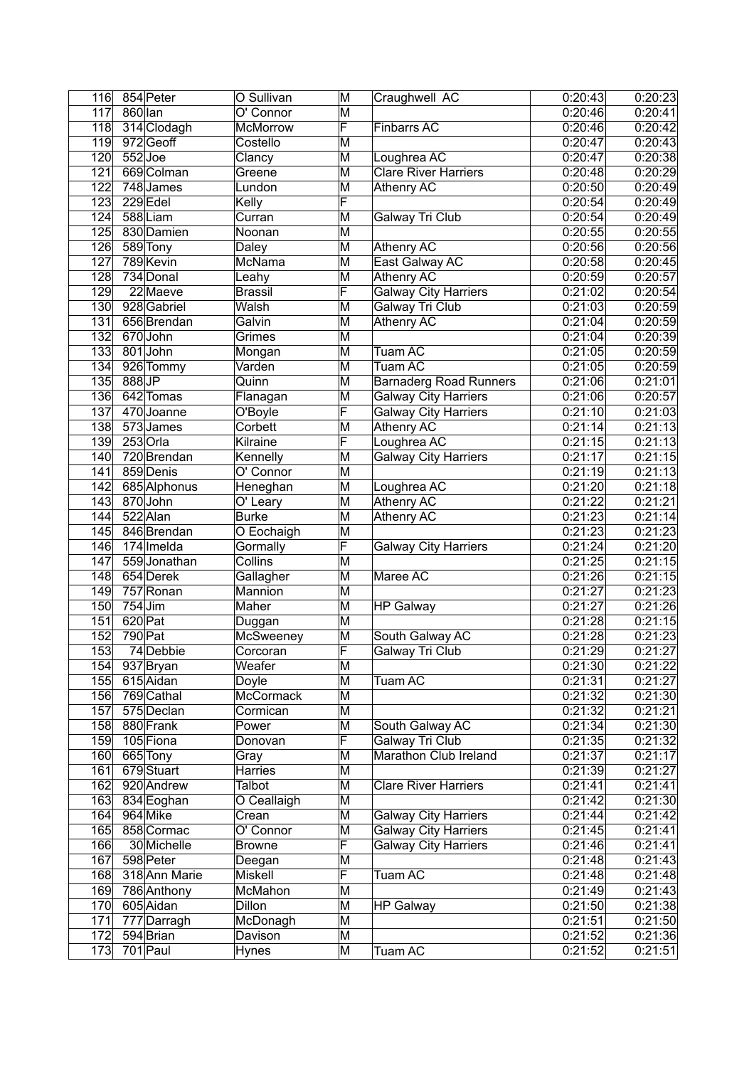| 116 | 854 | Peter | O Sullivan | M | Craughwell AC | 0:20:43 | 0:20:23 |
|---|---|---|---|---|---|---|---|
| 117 | 860 | Ian | O' Connor | M | | 0:20:46 | 0:20:41 |
| 118 | 314 | Clodagh | McMorrow | F | Finbarrs AC | 0:20:46 | 0:20:42 |
| 119 | 972 | Geoff | Costello | M | | 0:20:47 | 0:20:43 |
| 120 | 552 | Joe | Clancy | M | Loughrea AC | 0:20:47 | 0:20:38 |
| 121 | 669 | Colman | Greene | M | Clare River Harriers | 0:20:48 | 0:20:29 |
| 122 | 748 | James | Lundon | M | Athenry AC | 0:20:50 | 0:20:49 |
| 123 | 229 | Edel | Kelly | F | | 0:20:54 | 0:20:49 |
| 124 | 588 | Liam | Curran | M | Galway Tri Club | 0:20:54 | 0:20:49 |
| 125 | 830 | Damien | Noonan | M | | 0:20:55 | 0:20:55 |
| 126 | 589 | Tony | Daley | M | Athenry AC | 0:20:56 | 0:20:56 |
| 127 | 789 | Kevin | McNama | M | East Galway AC | 0:20:58 | 0:20:45 |
| 128 | 734 | Donal | Leahy | M | Athenry AC | 0:20:59 | 0:20:57 |
| 129 | 22 | Maeve | Brassil | F | Galway City Harriers | 0:21:02 | 0:20:54 |
| 130 | 928 | Gabriel | Walsh | M | Galway Tri Club | 0:21:03 | 0:20:59 |
| 131 | 656 | Brendan | Galvin | M | Athenry AC | 0:21:04 | 0:20:59 |
| 132 | 670 | John | Grimes | M | | 0:21:04 | 0:20:39 |
| 133 | 801 | John | Mongan | M | Tuam AC | 0:21:05 | 0:20:59 |
| 134 | 926 | Tommy | Varden | M | Tuam AC | 0:21:05 | 0:20:59 |
| 135 | 888 | JP | Quinn | M | Barnaderg Road Runners | 0:21:06 | 0:21:01 |
| 136 | 642 | Tomas | Flanagan | M | Galway City Harriers | 0:21:06 | 0:20:57 |
| 137 | 470 | Joanne | O'Boyle | F | Galway City Harriers | 0:21:10 | 0:21:03 |
| 138 | 573 | James | Corbett | M | Athenry AC | 0:21:14 | 0:21:13 |
| 139 | 253 | Orla | Kilraine | F | Loughrea AC | 0:21:15 | 0:21:13 |
| 140 | 720 | Brendan | Kennelly | M | Galway City Harriers | 0:21:17 | 0:21:15 |
| 141 | 859 | Denis | O' Connor | M | | 0:21:19 | 0:21:13 |
| 142 | 685 | Alphonus | Heneghan | M | Loughrea AC | 0:21:20 | 0:21:18 |
| 143 | 870 | John | O' Leary | M | Athenry AC | 0:21:22 | 0:21:21 |
| 144 | 522 | Alan | Burke | M | Athenry AC | 0:21:23 | 0:21:14 |
| 145 | 846 | Brendan | O Eochaigh | M | | 0:21:23 | 0:21:23 |
| 146 | 174 | Imelda | Gormally | F | Galway City Harriers | 0:21:24 | 0:21:20 |
| 147 | 559 | Jonathan | Collins | M | | 0:21:25 | 0:21:15 |
| 148 | 654 | Derek | Gallagher | M | Maree AC | 0:21:26 | 0:21:15 |
| 149 | 757 | Ronan | Mannion | M | | 0:21:27 | 0:21:23 |
| 150 | 754 | Jim | Maher | M | HP Galway | 0:21:27 | 0:21:26 |
| 151 | 620 | Pat | Duggan | M | | 0:21:28 | 0:21:15 |
| 152 | 790 | Pat | McSweeney | M | South Galway AC | 0:21:28 | 0:21:23 |
| 153 | 74 | Debbie | Corcoran | F | Galway Tri Club | 0:21:29 | 0:21:27 |
| 154 | 937 | Bryan | Weafer | M | | 0:21:30 | 0:21:22 |
| 155 | 615 | Aidan | Doyle | M | Tuam AC | 0:21:31 | 0:21:27 |
| 156 | 769 | Cathal | McCormack | M | | 0:21:32 | 0:21:30 |
| 157 | 575 | Declan | Cormican | M | | 0:21:32 | 0:21:21 |
| 158 | 880 | Frank | Power | M | South Galway AC | 0:21:34 | 0:21:30 |
| 159 | 105 | Fiona | Donovan | F | Galway Tri Club | 0:21:35 | 0:21:32 |
| 160 | 665 | Tony | Gray | M | Marathon Club Ireland | 0:21:37 | 0:21:17 |
| 161 | 679 | Stuart | Harries | M | | 0:21:39 | 0:21:27 |
| 162 | 920 | Andrew | Talbot | M | Clare River Harriers | 0:21:41 | 0:21:41 |
| 163 | 834 | Eoghan | O Ceallaigh | M | | 0:21:42 | 0:21:30 |
| 164 | 964 | Mike | Crean | M | Galway City Harriers | 0:21:44 | 0:21:42 |
| 165 | 858 | Cormac | O' Connor | M | Galway City Harriers | 0:21:45 | 0:21:41 |
| 166 | 30 | Michelle | Browne | F | Galway City Harriers | 0:21:46 | 0:21:41 |
| 167 | 598 | Peter | Deegan | M | | 0:21:48 | 0:21:43 |
| 168 | 318 | Ann Marie | Miskell | F | Tuam AC | 0:21:48 | 0:21:48 |
| 169 | 786 | Anthony | McMahon | M | | 0:21:49 | 0:21:43 |
| 170 | 605 | Aidan | Dillon | M | HP Galway | 0:21:50 | 0:21:38 |
| 171 | 777 | Darragh | McDonagh | M | | 0:21:51 | 0:21:50 |
| 172 | 594 | Brian | Davison | M | | 0:21:52 | 0:21:36 |
| 173 | 701 | Paul | Hynes | M | Tuam AC | 0:21:52 | 0:21:51 |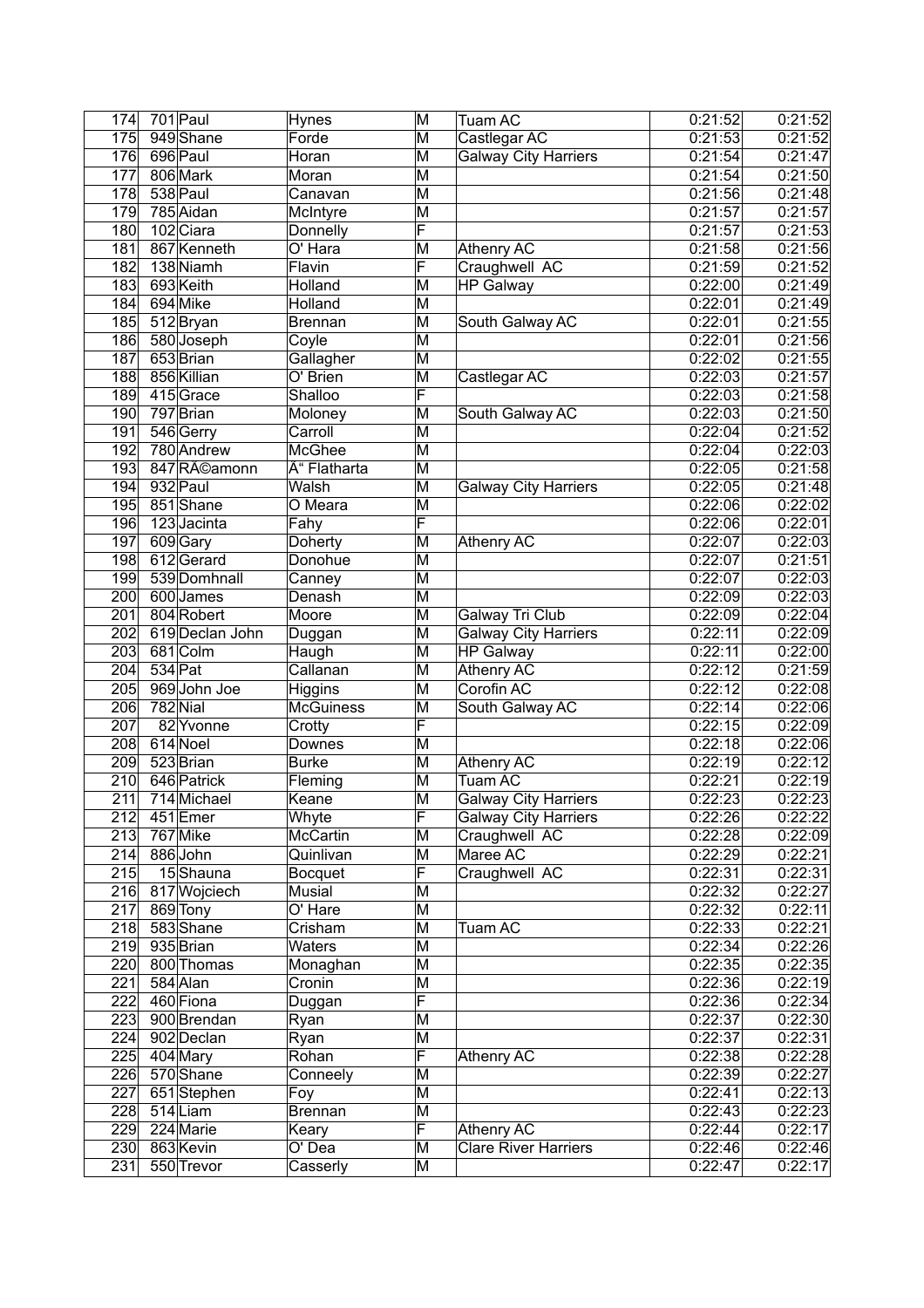| | | | | | | | |
|---|---|---|---|---|---|---|---|
| 174 | 701 | Paul | Hynes | M | Tuam AC | 0:21:52 | 0:21:52 |
| 175 | 949 | Shane | Forde | M | Castlegar AC | 0:21:53 | 0:21:52 |
| 176 | 696 | Paul | Horan | M | Galway City Harriers | 0:21:54 | 0:21:47 |
| 177 | 806 | Mark | Moran | M | | 0:21:54 | 0:21:50 |
| 178 | 538 | Paul | Canavan | M | | 0:21:56 | 0:21:48 |
| 179 | 785 | Aidan | McIntyre | M | | 0:21:57 | 0:21:57 |
| 180 | 102 | Ciara | Donnelly | F | | 0:21:57 | 0:21:53 |
| 181 | 867 | Kenneth | O' Hara | M | Athenry AC | 0:21:58 | 0:21:56 |
| 182 | 138 | Niamh | Flavin | F | Craughwell AC | 0:21:59 | 0:21:52 |
| 183 | 693 | Keith | Holland | M | HP Galway | 0:22:00 | 0:21:49 |
| 184 | 694 | Mike | Holland | M | | 0:22:01 | 0:21:49 |
| 185 | 512 | Bryan | Brennan | M | South Galway AC | 0:22:01 | 0:21:55 |
| 186 | 580 | Joseph | Coyle | M | | 0:22:01 | 0:21:56 |
| 187 | 653 | Brian | Gallagher | M | | 0:22:02 | 0:21:55 |
| 188 | 856 | Killian | O' Brien | M | Castlegar AC | 0:22:03 | 0:21:57 |
| 189 | 415 | Grace | Shalloo | F | | 0:22:03 | 0:21:58 |
| 190 | 797 | Brian | Moloney | M | South Galway AC | 0:22:03 | 0:21:50 |
| 191 | 546 | Gerry | Carroll | M | | 0:22:04 | 0:21:52 |
| 192 | 780 | Andrew | McGhee | M | | 0:22:04 | 0:22:03 |
| 193 | 847 | RA©amonn | Ã“ Flatharta | M | | 0:22:05 | 0:21:58 |
| 194 | 932 | Paul | Walsh | M | Galway City Harriers | 0:22:05 | 0:21:48 |
| 195 | 851 | Shane | O Meara | M | | 0:22:06 | 0:22:02 |
| 196 | 123 | Jacinta | Fahy | F | | 0:22:06 | 0:22:01 |
| 197 | 609 | Gary | Doherty | M | Athenry AC | 0:22:07 | 0:22:03 |
| 198 | 612 | Gerard | Donohue | M | | 0:22:07 | 0:21:51 |
| 199 | 539 | Domhnall | Canney | M | | 0:22:07 | 0:22:03 |
| 200 | 600 | James | Denash | M | | 0:22:09 | 0:22:03 |
| 201 | 804 | Robert | Moore | M | Galway Tri Club | 0:22:09 | 0:22:04 |
| 202 | 619 | Declan John | Duggan | M | Galway City Harriers | 0:22:11 | 0:22:09 |
| 203 | 681 | Colm | Haugh | M | HP Galway | 0:22:11 | 0:22:00 |
| 204 | 534 | Pat | Callanan | M | Athenry AC | 0:22:12 | 0:21:59 |
| 205 | 969 | John Joe | Higgins | M | Corofin AC | 0:22:12 | 0:22:08 |
| 206 | 782 | Nial | McGuiness | M | South Galway AC | 0:22:14 | 0:22:06 |
| 207 | 82 | Yvonne | Crotty | F | | 0:22:15 | 0:22:09 |
| 208 | 614 | Noel | Downes | M | | 0:22:18 | 0:22:06 |
| 209 | 523 | Brian | Burke | M | Athenry AC | 0:22:19 | 0:22:12 |
| 210 | 646 | Patrick | Fleming | M | Tuam AC | 0:22:21 | 0:22:19 |
| 211 | 714 | Michael | Keane | M | Galway City Harriers | 0:22:23 | 0:22:23 |
| 212 | 451 | Emer | Whyte | F | Galway City Harriers | 0:22:26 | 0:22:22 |
| 213 | 767 | Mike | McCartin | M | Craughwell AC | 0:22:28 | 0:22:09 |
| 214 | 886 | John | Quinlivan | M | Maree AC | 0:22:29 | 0:22:21 |
| 215 | 15 | Shauna | Bocquet | F | Craughwell AC | 0:22:31 | 0:22:31 |
| 216 | 817 | Wojciech | Musial | M | | 0:22:32 | 0:22:27 |
| 217 | 869 | Tony | O' Hare | M | | 0:22:32 | 0:22:11 |
| 218 | 583 | Shane | Crisham | M | Tuam AC | 0:22:33 | 0:22:21 |
| 219 | 935 | Brian | Waters | M | | 0:22:34 | 0:22:26 |
| 220 | 800 | Thomas | Monaghan | M | | 0:22:35 | 0:22:35 |
| 221 | 584 | Alan | Cronin | M | | 0:22:36 | 0:22:19 |
| 222 | 460 | Fiona | Duggan | F | | 0:22:36 | 0:22:34 |
| 223 | 900 | Brendan | Ryan | M | | 0:22:37 | 0:22:30 |
| 224 | 902 | Declan | Ryan | M | | 0:22:37 | 0:22:31 |
| 225 | 404 | Mary | Rohan | F | Athenry AC | 0:22:38 | 0:22:28 |
| 226 | 570 | Shane | Conneely | M | | 0:22:39 | 0:22:27 |
| 227 | 651 | Stephen | Foy | M | | 0:22:41 | 0:22:13 |
| 228 | 514 | Liam | Brennan | M | | 0:22:43 | 0:22:23 |
| 229 | 224 | Marie | Keary | F | Athenry AC | 0:22:44 | 0:22:17 |
| 230 | 863 | Kevin | O' Dea | M | Clare River Harriers | 0:22:46 | 0:22:46 |
| 231 | 550 | Trevor | Casserly | M | | 0:22:47 | 0:22:17 |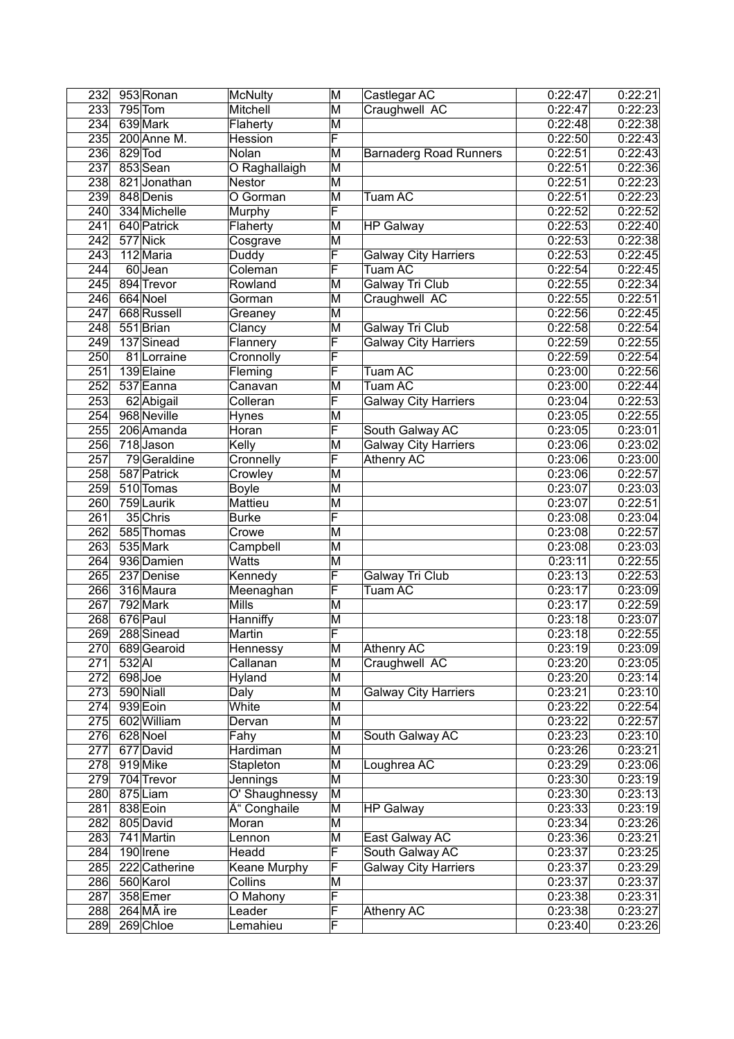| 232 | 953 | Ronan | McNulty | M | Castlegar AC | 0:22:47 | 0:22:21 |
|---|---|---|---|---|---|---|---|
| 233 | 795 | Tom | Mitchell | M | Craughwell AC | 0:22:47 | 0:22:23 |
| 234 | 639 | Mark | Flaherty | M | | 0:22:48 | 0:22:38 |
| 235 | 200 | Anne M. | Hession | F | | 0:22:50 | 0:22:43 |
| 236 | 829 | Tod | Nolan | M | Barnaderg Road Runners | 0:22:51 | 0:22:43 |
| 237 | 853 | Sean | O Raghallaigh | M | | 0:22:51 | 0:22:36 |
| 238 | 821 | Jonathan | Nestor | M | | 0:22:51 | 0:22:23 |
| 239 | 848 | Denis | O Gorman | M | Tuam AC | 0:22:51 | 0:22:23 |
| 240 | 334 | Michelle | Murphy | F | | 0:22:52 | 0:22:52 |
| 241 | 640 | Patrick | Flaherty | M | HP Galway | 0:22:53 | 0:22:40 |
| 242 | 577 | Nick | Cosgrave | M | | 0:22:53 | 0:22:38 |
| 243 | 112 | Maria | Duddy | F | Galway City Harriers | 0:22:53 | 0:22:45 |
| 244 | 60 | Jean | Coleman | F | Tuam AC | 0:22:54 | 0:22:45 |
| 245 | 894 | Trevor | Rowland | M | Galway Tri Club | 0:22:55 | 0:22:34 |
| 246 | 664 | Noel | Gorman | M | Craughwell AC | 0:22:55 | 0:22:51 |
| 247 | 668 | Russell | Greaney | M | | 0:22:56 | 0:22:45 |
| 248 | 551 | Brian | Clancy | M | Galway Tri Club | 0:22:58 | 0:22:54 |
| 249 | 137 | Sinead | Flannery | F | Galway City Harriers | 0:22:59 | 0:22:55 |
| 250 | 81 | Lorraine | Cronnolly | F | | 0:22:59 | 0:22:54 |
| 251 | 139 | Elaine | Fleming | F | Tuam AC | 0:23:00 | 0:22:56 |
| 252 | 537 | Eanna | Canavan | M | Tuam AC | 0:23:00 | 0:22:44 |
| 253 | 62 | Abigail | Colleran | F | Galway City Harriers | 0:23:04 | 0:22:53 |
| 254 | 968 | Neville | Hynes | M | | 0:23:05 | 0:22:55 |
| 255 | 206 | Amanda | Horan | F | South Galway AC | 0:23:05 | 0:23:01 |
| 256 | 718 | Jason | Kelly | M | Galway City Harriers | 0:23:06 | 0:23:02 |
| 257 | 79 | Geraldine | Cronnelly | F | Athenry AC | 0:23:06 | 0:23:00 |
| 258 | 587 | Patrick | Crowley | M | | 0:23:06 | 0:22:57 |
| 259 | 510 | Tomas | Boyle | M | | 0:23:07 | 0:23:03 |
| 260 | 759 | Laurik | Mattieu | M | | 0:23:07 | 0:22:51 |
| 261 | 35 | Chris | Burke | F | | 0:23:08 | 0:23:04 |
| 262 | 585 | Thomas | Crowe | M | | 0:23:08 | 0:22:57 |
| 263 | 535 | Mark | Campbell | M | | 0:23:08 | 0:23:03 |
| 264 | 936 | Damien | Watts | M | | 0:23:11 | 0:22:55 |
| 265 | 237 | Denise | Kennedy | F | Galway Tri Club | 0:23:13 | 0:22:53 |
| 266 | 316 | Maura | Meenaghan | F | Tuam AC | 0:23:17 | 0:23:09 |
| 267 | 792 | Mark | Mills | M | | 0:23:17 | 0:22:59 |
| 268 | 676 | Paul | Hanniffy | M | | 0:23:18 | 0:23:07 |
| 269 | 288 | Sinead | Martin | F | | 0:23:18 | 0:22:55 |
| 270 | 689 | Gearoid | Hennessy | M | Athenry AC | 0:23:19 | 0:23:09 |
| 271 | 532 | Al | Callanan | M | Craughwell AC | 0:23:20 | 0:23:05 |
| 272 | 698 | Joe | Hyland | M | | 0:23:20 | 0:23:14 |
| 273 | 590 | Niall | Daly | M | Galway City Harriers | 0:23:21 | 0:23:10 |
| 274 | 939 | Eoin | White | M | | 0:23:22 | 0:22:54 |
| 275 | 602 | William | Dervan | M | | 0:23:22 | 0:22:57 |
| 276 | 628 | Noel | Fahy | M | South Galway AC | 0:23:23 | 0:23:10 |
| 277 | 677 | David | Hardiman | M | | 0:23:26 | 0:23:21 |
| 278 | 919 | Mike | Stapleton | M | Loughrea AC | 0:23:29 | 0:23:06 |
| 279 | 704 | Trevor | Jennings | M | | 0:23:30 | 0:23:19 |
| 280 | 875 | Liam | O' Shaughnessy | M | | 0:23:30 | 0:23:13 |
| 281 | 838 | Eoin | Ã“ Conghaile | M | HP Galway | 0:23:33 | 0:23:19 |
| 282 | 805 | David | Moran | M | | 0:23:34 | 0:23:26 |
| 283 | 741 | Martin | Lennon | M | East Galway AC | 0:23:36 | 0:23:21 |
| 284 | 190 | Irene | Headd | F | South Galway AC | 0:23:37 | 0:23:25 |
| 285 | 222 | Catherine | Keane Murphy | F | Galway City Harriers | 0:23:37 | 0:23:29 |
| 286 | 560 | Karol | Collins | M | | 0:23:37 | 0:23:37 |
| 287 | 358 | Emer | O Mahony | F | | 0:23:38 | 0:23:31 |
| 288 | 264 | MÃ ire | Leader | F | Athenry AC | 0:23:38 | 0:23:27 |
| 289 | 269 | Chloe | Lemahieu | F | | 0:23:40 | 0:23:26 |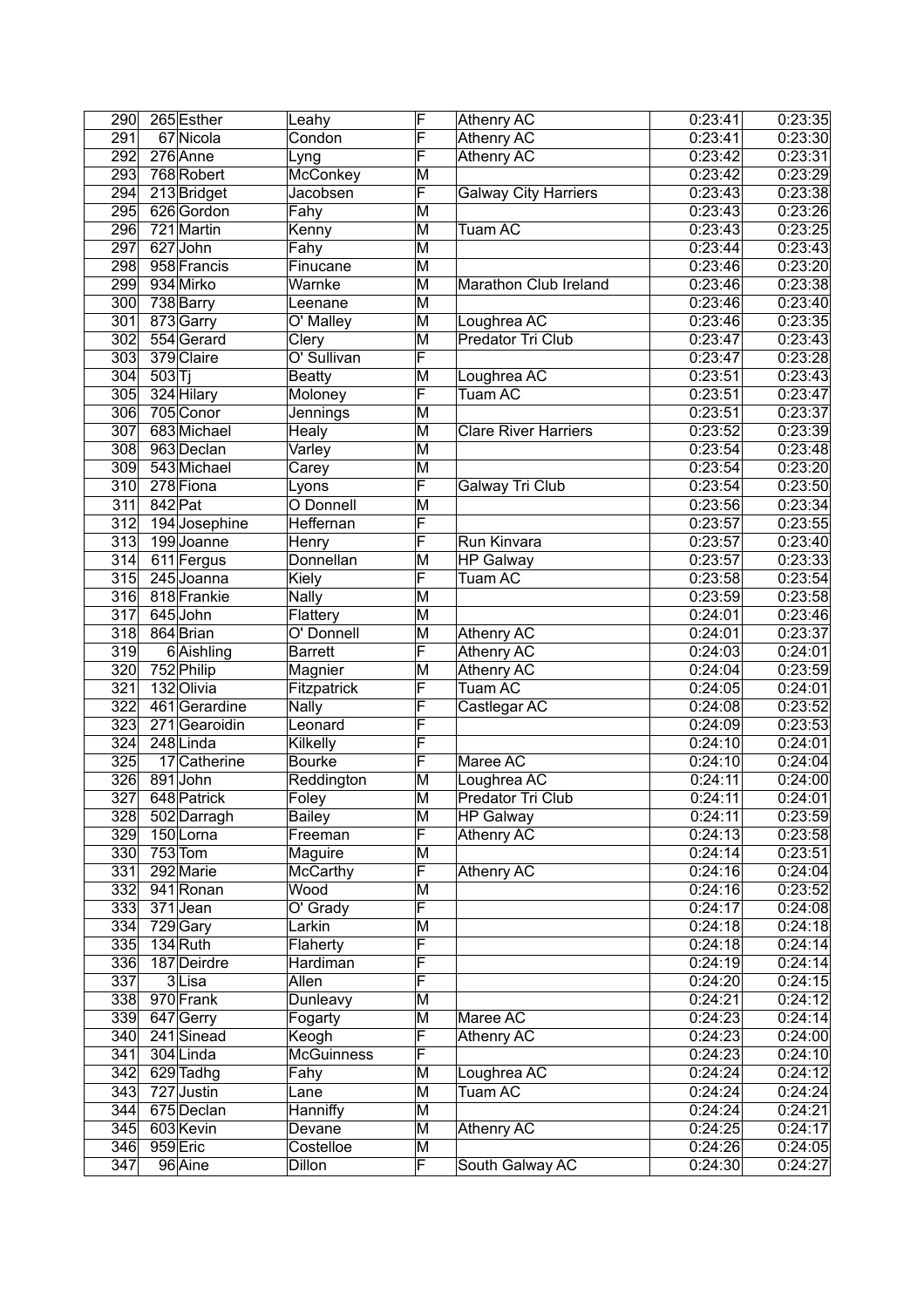| 290 | 265 | Esther | Leahy | F | Athenry AC | 0:23:41 | 0:23:35 |
|---|---|---|---|---|---|---|---|
| 291 | 67 | Nicola | Condon | F | Athenry AC | 0:23:41 | 0:23:30 |
| 292 | 276 | Anne | Lyng | F | Athenry AC | 0:23:42 | 0:23:31 |
| 293 | 768 | Robert | McConkey | M | | 0:23:42 | 0:23:29 |
| 294 | 213 | Bridget | Jacobsen | F | Galway City Harriers | 0:23:43 | 0:23:38 |
| 295 | 626 | Gordon | Fahy | M | | 0:23:43 | 0:23:26 |
| 296 | 721 | Martin | Kenny | M | Tuam AC | 0:23:43 | 0:23:25 |
| 297 | 627 | John | Fahy | M | | 0:23:44 | 0:23:43 |
| 298 | 958 | Francis | Finucane | M | | 0:23:46 | 0:23:20 |
| 299 | 934 | Mirko | Warnke | M | Marathon Club Ireland | 0:23:46 | 0:23:38 |
| 300 | 738 | Barry | Leenane | M | | 0:23:46 | 0:23:40 |
| 301 | 873 | Garry | O' Malley | M | Loughrea AC | 0:23:46 | 0:23:35 |
| 302 | 554 | Gerard | Clery | M | Predator Tri Club | 0:23:47 | 0:23:43 |
| 303 | 379 | Claire | O' Sullivan | F | | 0:23:47 | 0:23:28 |
| 304 | 503 | Tj | Beatty | M | Loughrea AC | 0:23:51 | 0:23:43 |
| 305 | 324 | Hilary | Moloney | F | Tuam AC | 0:23:51 | 0:23:47 |
| 306 | 705 | Conor | Jennings | M | | 0:23:51 | 0:23:37 |
| 307 | 683 | Michael | Healy | M | Clare River Harriers | 0:23:52 | 0:23:39 |
| 308 | 963 | Declan | Varley | M | | 0:23:54 | 0:23:48 |
| 309 | 543 | Michael | Carey | M | | 0:23:54 | 0:23:20 |
| 310 | 278 | Fiona | Lyons | F | Galway Tri Club | 0:23:54 | 0:23:50 |
| 311 | 842 | Pat | O Donnell | M | | 0:23:56 | 0:23:34 |
| 312 | 194 | Josephine | Heffernan | F | | 0:23:57 | 0:23:55 |
| 313 | 199 | Joanne | Henry | F | Run Kinvara | 0:23:57 | 0:23:40 |
| 314 | 611 | Fergus | Donnellan | M | HP Galway | 0:23:57 | 0:23:33 |
| 315 | 245 | Joanna | Kiely | F | Tuam AC | 0:23:58 | 0:23:54 |
| 316 | 818 | Frankie | Nally | M | | 0:23:59 | 0:23:58 |
| 317 | 645 | John | Flattery | M | | 0:24:01 | 0:23:46 |
| 318 | 864 | Brian | O' Donnell | M | Athenry AC | 0:24:01 | 0:23:37 |
| 319 | 6 | Aishling | Barrett | F | Athenry AC | 0:24:03 | 0:24:01 |
| 320 | 752 | Philip | Magnier | M | Athenry AC | 0:24:04 | 0:23:59 |
| 321 | 132 | Olivia | Fitzpatrick | F | Tuam AC | 0:24:05 | 0:24:01 |
| 322 | 461 | Gerardine | Nally | F | Castlegar AC | 0:24:08 | 0:23:52 |
| 323 | 271 | Gearoidin | Leonard | F | | 0:24:09 | 0:23:53 |
| 324 | 248 | Linda | Kilkelly | F | | 0:24:10 | 0:24:01 |
| 325 | 17 | Catherine | Bourke | F | Maree AC | 0:24:10 | 0:24:04 |
| 326 | 891 | John | Reddington | M | Loughrea AC | 0:24:11 | 0:24:00 |
| 327 | 648 | Patrick | Foley | M | Predator Tri Club | 0:24:11 | 0:24:01 |
| 328 | 502 | Darragh | Bailey | M | HP Galway | 0:24:11 | 0:23:59 |
| 329 | 150 | Lorna | Freeman | F | Athenry AC | 0:24:13 | 0:23:58 |
| 330 | 753 | Tom | Maguire | M | | 0:24:14 | 0:23:51 |
| 331 | 292 | Marie | McCarthy | F | Athenry AC | 0:24:16 | 0:24:04 |
| 332 | 941 | Ronan | Wood | M | | 0:24:16 | 0:23:52 |
| 333 | 371 | Jean | O' Grady | F | | 0:24:17 | 0:24:08 |
| 334 | 729 | Gary | Larkin | M | | 0:24:18 | 0:24:18 |
| 335 | 134 | Ruth | Flaherty | F | | 0:24:18 | 0:24:14 |
| 336 | 187 | Deirdre | Hardiman | F | | 0:24:19 | 0:24:14 |
| 337 | 3 | Lisa | Allen | F | | 0:24:20 | 0:24:15 |
| 338 | 970 | Frank | Dunleavy | M | | 0:24:21 | 0:24:12 |
| 339 | 647 | Gerry | Fogarty | M | Maree AC | 0:24:23 | 0:24:14 |
| 340 | 241 | Sinead | Keogh | F | Athenry AC | 0:24:23 | 0:24:00 |
| 341 | 304 | Linda | McGuinness | F | | 0:24:23 | 0:24:10 |
| 342 | 629 | Tadhg | Fahy | M | Loughrea AC | 0:24:24 | 0:24:12 |
| 343 | 727 | Justin | Lane | M | Tuam AC | 0:24:24 | 0:24:24 |
| 344 | 675 | Declan | Hanniffy | M | | 0:24:24 | 0:24:21 |
| 345 | 603 | Kevin | Devane | M | Athenry AC | 0:24:25 | 0:24:17 |
| 346 | 959 | Eric | Costelloe | M | | 0:24:26 | 0:24:05 |
| 347 | 96 | Aine | Dillon | F | South Galway AC | 0:24:30 | 0:24:27 |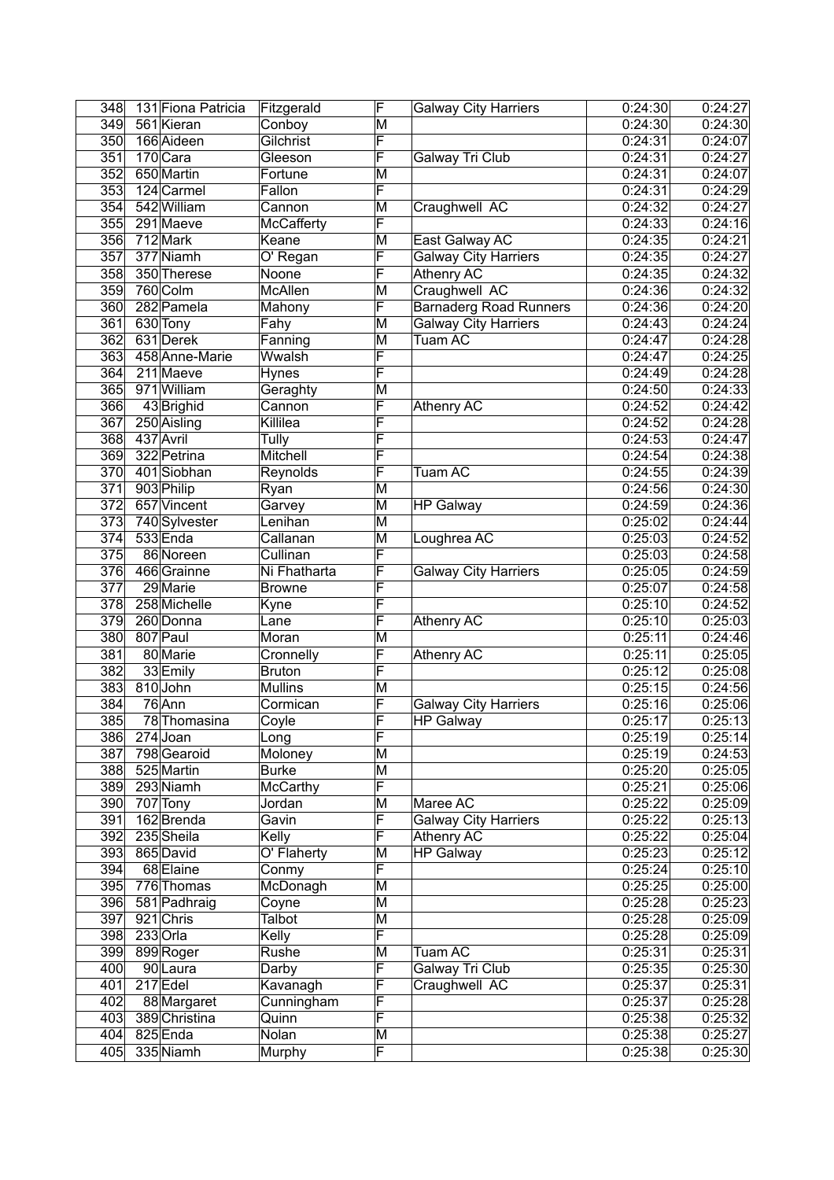| 348 | 131 | Fiona Patricia | Fitzgerald | F | Galway City Harriers | 0:24:30 | 0:24:27 |
|---|---|---|---|---|---|---|---|
| 349 | 561 | Kieran | Conboy | M | | 0:24:30 | 0:24:30 |
| 350 | 166 | Aideen | Gilchrist | F | | 0:24:31 | 0:24:07 |
| 351 | 170 | Cara | Gleeson | F | Galway Tri Club | 0:24:31 | 0:24:27 |
| 352 | 650 | Martin | Fortune | M | | 0:24:31 | 0:24:07 |
| 353 | 124 | Carmel | Fallon | F | | 0:24:31 | 0:24:29 |
| 354 | 542 | William | Cannon | M | Craughwell AC | 0:24:32 | 0:24:27 |
| 355 | 291 | Maeve | McCafferty | F | | 0:24:33 | 0:24:16 |
| 356 | 712 | Mark | Keane | M | East Galway AC | 0:24:35 | 0:24:21 |
| 357 | 377 | Niamh | O' Regan | F | Galway City Harriers | 0:24:35 | 0:24:27 |
| 358 | 350 | Therese | Noone | F | Athenry AC | 0:24:35 | 0:24:32 |
| 359 | 760 | Colm | McAllen | M | Craughwell AC | 0:24:36 | 0:24:32 |
| 360 | 282 | Pamela | Mahony | F | Barnaderg Road Runners | 0:24:36 | 0:24:20 |
| 361 | 630 | Tony | Fahy | M | Galway City Harriers | 0:24:43 | 0:24:24 |
| 362 | 631 | Derek | Fanning | M | Tuam AC | 0:24:47 | 0:24:28 |
| 363 | 458 | Anne-Marie | Wwalsh | F | | 0:24:47 | 0:24:25 |
| 364 | 211 | Maeve | Hynes | F | | 0:24:49 | 0:24:28 |
| 365 | 971 | William | Geraghty | M | | 0:24:50 | 0:24:33 |
| 366 | 43 | Brighid | Cannon | F | Athenry AC | 0:24:52 | 0:24:42 |
| 367 | 250 | Aisling | Killilea | F | | 0:24:52 | 0:24:28 |
| 368 | 437 | Avril | Tully | F | | 0:24:53 | 0:24:47 |
| 369 | 322 | Petrina | Mitchell | F | | 0:24:54 | 0:24:38 |
| 370 | 401 | Siobhan | Reynolds | F | Tuam AC | 0:24:55 | 0:24:39 |
| 371 | 903 | Philip | Ryan | M | | 0:24:56 | 0:24:30 |
| 372 | 657 | Vincent | Garvey | M | HP Galway | 0:24:59 | 0:24:36 |
| 373 | 740 | Sylvester | Lenihan | M | | 0:25:02 | 0:24:44 |
| 374 | 533 | Enda | Callanan | M | Loughrea AC | 0:25:03 | 0:24:52 |
| 375 | 86 | Noreen | Cullinan | F | | 0:25:03 | 0:24:58 |
| 376 | 466 | Grainne | Ni Fhatharta | F | Galway City Harriers | 0:25:05 | 0:24:59 |
| 377 | 29 | Marie | Browne | F | | 0:25:07 | 0:24:58 |
| 378 | 258 | Michelle | Kyne | F | | 0:25:10 | 0:24:52 |
| 379 | 260 | Donna | Lane | F | Athenry AC | 0:25:10 | 0:25:03 |
| 380 | 807 | Paul | Moran | M | | 0:25:11 | 0:24:46 |
| 381 | 80 | Marie | Cronnelly | F | Athenry AC | 0:25:11 | 0:25:05 |
| 382 | 33 | Emily | Bruton | F | | 0:25:12 | 0:25:08 |
| 383 | 810 | John | Mullins | M | | 0:25:15 | 0:24:56 |
| 384 | 76 | Ann | Cormican | F | Galway City Harriers | 0:25:16 | 0:25:06 |
| 385 | 78 | Thomasina | Coyle | F | HP Galway | 0:25:17 | 0:25:13 |
| 386 | 274 | Joan | Long | F | | 0:25:19 | 0:25:14 |
| 387 | 798 | Gearoid | Moloney | M | | 0:25:19 | 0:24:53 |
| 388 | 525 | Martin | Burke | M | | 0:25:20 | 0:25:05 |
| 389 | 293 | Niamh | McCarthy | F | | 0:25:21 | 0:25:06 |
| 390 | 707 | Tony | Jordan | M | Maree AC | 0:25:22 | 0:25:09 |
| 391 | 162 | Brenda | Gavin | F | Galway City Harriers | 0:25:22 | 0:25:13 |
| 392 | 235 | Sheila | Kelly | F | Athenry AC | 0:25:22 | 0:25:04 |
| 393 | 865 | David | O' Flaherty | M | HP Galway | 0:25:23 | 0:25:12 |
| 394 | 68 | Elaine | Conmy | F | | 0:25:24 | 0:25:10 |
| 395 | 776 | Thomas | McDonagh | M | | 0:25:25 | 0:25:00 |
| 396 | 581 | Padhraig | Coyne | M | | 0:25:28 | 0:25:23 |
| 397 | 921 | Chris | Talbot | M | | 0:25:28 | 0:25:09 |
| 398 | 233 | Orla | Kelly | F | | 0:25:28 | 0:25:09 |
| 399 | 899 | Roger | Rushe | M | Tuam AC | 0:25:31 | 0:25:31 |
| 400 | 90 | Laura | Darby | F | Galway Tri Club | 0:25:35 | 0:25:30 |
| 401 | 217 | Edel | Kavanagh | F | Craughwell AC | 0:25:37 | 0:25:31 |
| 402 | 88 | Margaret | Cunningham | F | | 0:25:37 | 0:25:28 |
| 403 | 389 | Christina | Quinn | F | | 0:25:38 | 0:25:32 |
| 404 | 825 | Enda | Nolan | M | | 0:25:38 | 0:25:27 |
| 405 | 335 | Niamh | Murphy | F | | 0:25:38 | 0:25:30 |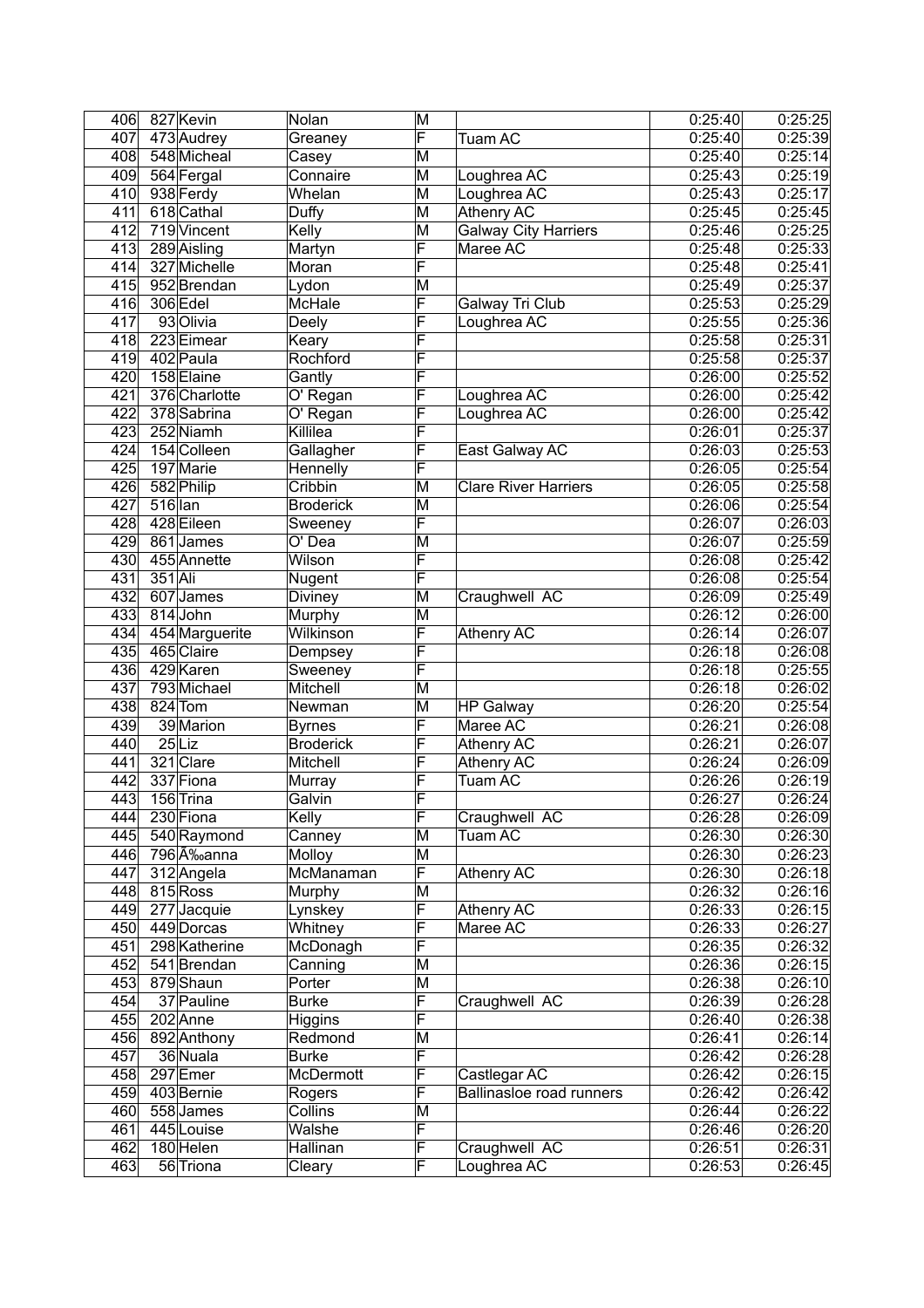| 406 | 827 | Kevin | Nolan | M | | 0:25:40 | 0:25:25 |
|---|---|---|---|---|---|---|---|
| 407 | 473 | Audrey | Greaney | F | Tuam AC | 0:25:40 | 0:25:39 |
| 408 | 548 | Micheal | Casey | M | | 0:25:40 | 0:25:14 |
| 409 | 564 | Fergal | Connaire | M | Loughrea AC | 0:25:43 | 0:25:19 |
| 410 | 938 | Ferdy | Whelan | M | Loughrea AC | 0:25:43 | 0:25:17 |
| 411 | 618 | Cathal | Duffy | M | Athenry AC | 0:25:45 | 0:25:45 |
| 412 | 719 | Vincent | Kelly | M | Galway City Harriers | 0:25:46 | 0:25:25 |
| 413 | 289 | Aisling | Martyn | F | Maree AC | 0:25:48 | 0:25:33 |
| 414 | 327 | Michelle | Moran | F | | 0:25:48 | 0:25:41 |
| 415 | 952 | Brendan | Lydon | M | | 0:25:49 | 0:25:37 |
| 416 | 306 | Edel | McHale | F | Galway Tri Club | 0:25:53 | 0:25:29 |
| 417 | 93 | Olivia | Deely | F | Loughrea AC | 0:25:55 | 0:25:36 |
| 418 | 223 | Eimear | Keary | F | | 0:25:58 | 0:25:31 |
| 419 | 402 | Paula | Rochford | F | | 0:25:58 | 0:25:37 |
| 420 | 158 | Elaine | Gantly | F | | 0:26:00 | 0:25:52 |
| 421 | 376 | Charlotte | O' Regan | F | Loughrea AC | 0:26:00 | 0:25:42 |
| 422 | 378 | Sabrina | O' Regan | F | Loughrea AC | 0:26:00 | 0:25:42 |
| 423 | 252 | Niamh | Killilea | F | | 0:26:01 | 0:25:37 |
| 424 | 154 | Colleen | Gallagher | F | East Galway AC | 0:26:03 | 0:25:53 |
| 425 | 197 | Marie | Hennelly | F | | 0:26:05 | 0:25:54 |
| 426 | 582 | Philip | Cribbin | M | Clare River Harriers | 0:26:05 | 0:25:58 |
| 427 | 516 | Ian | Broderick | M | | 0:26:06 | 0:25:54 |
| 428 | 428 | Eileen | Sweeney | F | | 0:26:07 | 0:26:03 |
| 429 | 861 | James | O' Dea | M | | 0:26:07 | 0:25:59 |
| 430 | 455 | Annette | Wilson | F | | 0:26:08 | 0:25:42 |
| 431 | 351 | Ali | Nugent | F | | 0:26:08 | 0:25:54 |
| 432 | 607 | James | Diviney | M | Craughwell AC | 0:26:09 | 0:25:49 |
| 433 | 814 | John | Murphy | M | | 0:26:12 | 0:26:00 |
| 434 | 454 | Marguerite | Wilkinson | F | Athenry AC | 0:26:14 | 0:26:07 |
| 435 | 465 | Claire | Dempsey | F | | 0:26:18 | 0:26:08 |
| 436 | 429 | Karen | Sweeney | F | | 0:26:18 | 0:25:55 |
| 437 | 793 | Michael | Mitchell | M | | 0:26:18 | 0:26:02 |
| 438 | 824 | Tom | Newman | M | HP Galway | 0:26:20 | 0:25:54 |
| 439 | 39 | Marion | Byrnes | F | Maree AC | 0:26:21 | 0:26:08 |
| 440 | 25 | Liz | Broderick | F | Athenry AC | 0:26:21 | 0:26:07 |
| 441 | 321 | Clare | Mitchell | F | Athenry AC | 0:26:24 | 0:26:09 |
| 442 | 337 | Fiona | Murray | F | Tuam AC | 0:26:26 | 0:26:19 |
| 443 | 156 | Trina | Galvin | F | | 0:26:27 | 0:26:24 |
| 444 | 230 | Fiona | Kelly | F | Craughwell AC | 0:26:28 | 0:26:09 |
| 445 | 540 | Raymond | Canney | M | Tuam AC | 0:26:30 | 0:26:30 |
| 446 | 796 | Ã‰anna | Molloy | M | | 0:26:30 | 0:26:23 |
| 447 | 312 | Angela | McManaman | F | Athenry AC | 0:26:30 | 0:26:18 |
| 448 | 815 | Ross | Murphy | M | | 0:26:32 | 0:26:16 |
| 449 | 277 | Jacquie | Lynskey | F | Athenry AC | 0:26:33 | 0:26:15 |
| 450 | 449 | Dorcas | Whitney | F | Maree AC | 0:26:33 | 0:26:27 |
| 451 | 298 | Katherine | McDonagh | F | | 0:26:35 | 0:26:32 |
| 452 | 541 | Brendan | Canning | M | | 0:26:36 | 0:26:15 |
| 453 | 879 | Shaun | Porter | M | | 0:26:38 | 0:26:10 |
| 454 | 37 | Pauline | Burke | F | Craughwell AC | 0:26:39 | 0:26:28 |
| 455 | 202 | Anne | Higgins | F | | 0:26:40 | 0:26:38 |
| 456 | 892 | Anthony | Redmond | M | | 0:26:41 | 0:26:14 |
| 457 | 36 | Nuala | Burke | F | | 0:26:42 | 0:26:28 |
| 458 | 297 | Emer | McDermott | F | Castlegar AC | 0:26:42 | 0:26:15 |
| 459 | 403 | Bernie | Rogers | F | Ballinasloe road runners | 0:26:42 | 0:26:42 |
| 460 | 558 | James | Collins | M | | 0:26:44 | 0:26:22 |
| 461 | 445 | Louise | Walshe | F | | 0:26:46 | 0:26:20 |
| 462 | 180 | Helen | Hallinan | F | Craughwell AC | 0:26:51 | 0:26:31 |
| 463 | 56 | Triona | Cleary | F | Loughrea AC | 0:26:53 | 0:26:45 |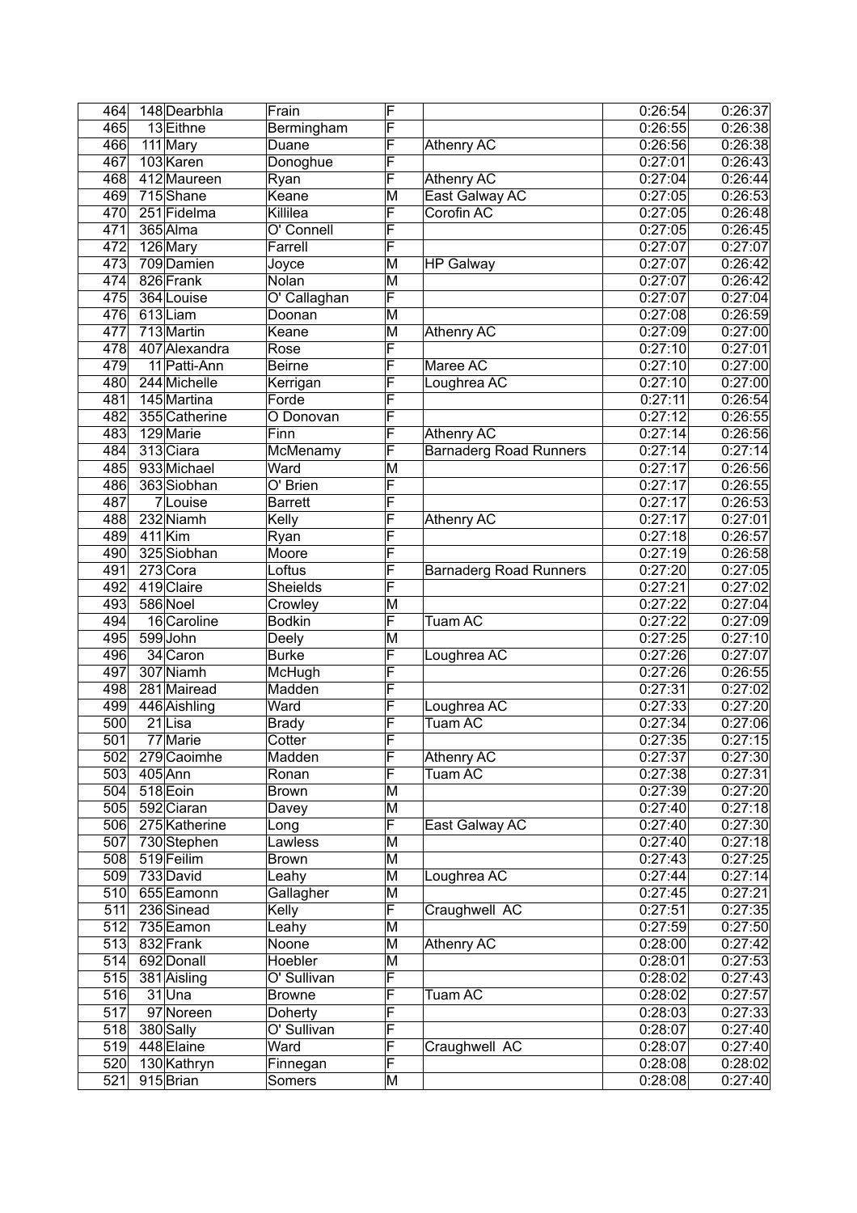| 464 | 148 | Dearbhla | Frain | F | | 0:26:54 | 0:26:37 |
|---|---|---|---|---|---|---|---|
| 465 | 13 | Eithne | Bermingham | F | | 0:26:55 | 0:26:38 |
| 466 | 111 | Mary | Duane | F | Athenry AC | 0:26:56 | 0:26:38 |
| 467 | 103 | Karen | Donoghue | F | | 0:27:01 | 0:26:43 |
| 468 | 412 | Maureen | Ryan | F | Athenry AC | 0:27:04 | 0:26:44 |
| 469 | 715 | Shane | Keane | M | East Galway AC | 0:27:05 | 0:26:53 |
| 470 | 251 | Fidelma | Killilea | F | Corofin AC | 0:27:05 | 0:26:48 |
| 471 | 365 | Alma | O' Connell | F | | 0:27:05 | 0:26:45 |
| 472 | 126 | Mary | Farrell | F | | 0:27:07 | 0:27:07 |
| 473 | 709 | Damien | Joyce | M | HP Galway | 0:27:07 | 0:26:42 |
| 474 | 826 | Frank | Nolan | M | | 0:27:07 | 0:26:42 |
| 475 | 364 | Louise | O' Callaghan | F | | 0:27:07 | 0:27:04 |
| 476 | 613 | Liam | Doonan | M | | 0:27:08 | 0:26:59 |
| 477 | 713 | Martin | Keane | M | Athenry AC | 0:27:09 | 0:27:00 |
| 478 | 407 | Alexandra | Rose | F | | 0:27:10 | 0:27:01 |
| 479 | 11 | Patti-Ann | Beirne | F | Maree AC | 0:27:10 | 0:27:00 |
| 480 | 244 | Michelle | Kerrigan | F | Loughrea AC | 0:27:10 | 0:27:00 |
| 481 | 145 | Martina | Forde | F | | 0:27:11 | 0:26:54 |
| 482 | 355 | Catherine | O Donovan | F | | 0:27:12 | 0:26:55 |
| 483 | 129 | Marie | Finn | F | Athenry AC | 0:27:14 | 0:26:56 |
| 484 | 313 | Ciara | McMenamy | F | Barnaderg Road Runners | 0:27:14 | 0:27:14 |
| 485 | 933 | Michael | Ward | M | | 0:27:17 | 0:26:56 |
| 486 | 363 | Siobhan | O' Brien | F | | 0:27:17 | 0:26:55 |
| 487 | 7 | Louise | Barrett | F | | 0:27:17 | 0:26:53 |
| 488 | 232 | Niamh | Kelly | F | Athenry AC | 0:27:17 | 0:27:01 |
| 489 | 411 | Kim | Ryan | F | | 0:27:18 | 0:26:57 |
| 490 | 325 | Siobhan | Moore | F | | 0:27:19 | 0:26:58 |
| 491 | 273 | Cora | Loftus | F | Barnaderg Road Runners | 0:27:20 | 0:27:05 |
| 492 | 419 | Claire | Sheields | F | | 0:27:21 | 0:27:02 |
| 493 | 586 | Noel | Crowley | M | | 0:27:22 | 0:27:04 |
| 494 | 16 | Caroline | Bodkin | F | Tuam AC | 0:27:22 | 0:27:09 |
| 495 | 599 | John | Deely | M | | 0:27:25 | 0:27:10 |
| 496 | 34 | Caron | Burke | F | Loughrea AC | 0:27:26 | 0:27:07 |
| 497 | 307 | Niamh | McHugh | F | | 0:27:26 | 0:26:55 |
| 498 | 281 | Mairead | Madden | F | | 0:27:31 | 0:27:02 |
| 499 | 446 | Aishling | Ward | F | Loughrea AC | 0:27:33 | 0:27:20 |
| 500 | 21 | Lisa | Brady | F | Tuam AC | 0:27:34 | 0:27:06 |
| 501 | 77 | Marie | Cotter | F | | 0:27:35 | 0:27:15 |
| 502 | 279 | Caoimhe | Madden | F | Athenry AC | 0:27:37 | 0:27:30 |
| 503 | 405 | Ann | Ronan | F | Tuam AC | 0:27:38 | 0:27:31 |
| 504 | 518 | Eoin | Brown | M | | 0:27:39 | 0:27:20 |
| 505 | 592 | Ciaran | Davey | M | | 0:27:40 | 0:27:18 |
| 506 | 275 | Katherine | Long | F | East Galway AC | 0:27:40 | 0:27:30 |
| 507 | 730 | Stephen | Lawless | M | | 0:27:40 | 0:27:18 |
| 508 | 519 | Feilim | Brown | M | | 0:27:43 | 0:27:25 |
| 509 | 733 | David | Leahy | M | Loughrea AC | 0:27:44 | 0:27:14 |
| 510 | 655 | Eamonn | Gallagher | M | | 0:27:45 | 0:27:21 |
| 511 | 236 | Sinead | Kelly | F | Craughwell AC | 0:27:51 | 0:27:35 |
| 512 | 735 | Eamon | Leahy | M | | 0:27:59 | 0:27:50 |
| 513 | 832 | Frank | Noone | M | Athenry AC | 0:28:00 | 0:27:42 |
| 514 | 692 | Donall | Hoebler | M | | 0:28:01 | 0:27:53 |
| 515 | 381 | Aisling | O' Sullivan | F | | 0:28:02 | 0:27:43 |
| 516 | 31 | Una | Browne | F | Tuam AC | 0:28:02 | 0:27:57 |
| 517 | 97 | Noreen | Doherty | F | | 0:28:03 | 0:27:33 |
| 518 | 380 | Sally | O' Sullivan | F | | 0:28:07 | 0:27:40 |
| 519 | 448 | Elaine | Ward | F | Craughwell AC | 0:28:07 | 0:27:40 |
| 520 | 130 | Kathryn | Finnegan | F | | 0:28:08 | 0:28:02 |
| 521 | 915 | Brian | Somers | M | | 0:28:08 | 0:27:40 |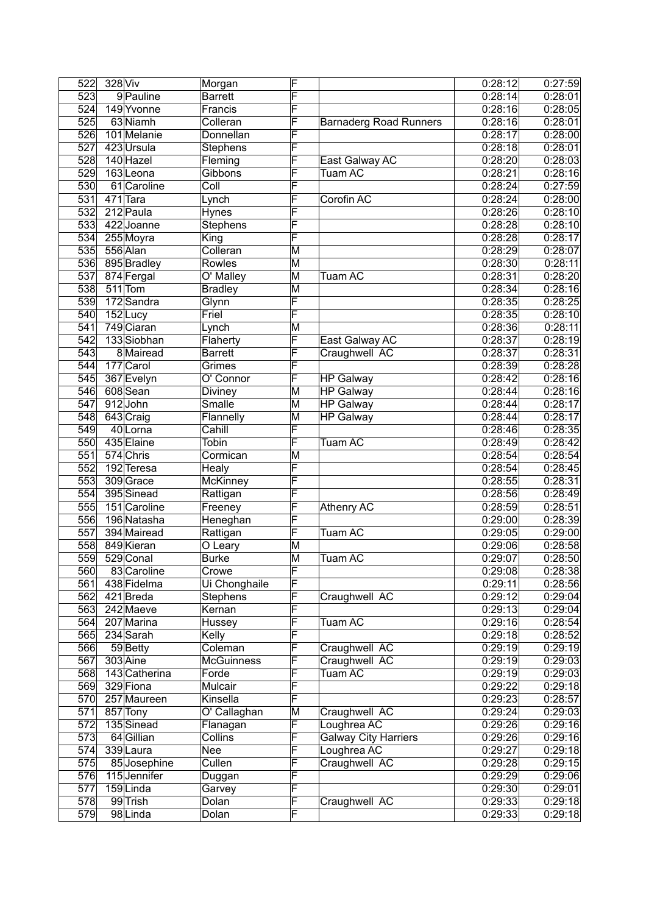| 522 | 328 | Viv | Morgan | F | | 0:28:12 | 0:27:59 |
|---|---|---|---|---|---|---|---|
| 523 | 9 | Pauline | Barrett | F | | 0:28:14 | 0:28:01 |
| 524 | 149 | Yvonne | Francis | F | | 0:28:16 | 0:28:05 |
| 525 | 63 | Niamh | Colleran | F | Barnaderg Road Runners | 0:28:16 | 0:28:01 |
| 526 | 101 | Melanie | Donnellan | F | | 0:28:17 | 0:28:00 |
| 527 | 423 | Ursula | Stephens | F | | 0:28:18 | 0:28:01 |
| 528 | 140 | Hazel | Fleming | F | East Galway AC | 0:28:20 | 0:28:03 |
| 529 | 163 | Leona | Gibbons | F | Tuam AC | 0:28:21 | 0:28:16 |
| 530 | 61 | Caroline | Coll | F | | 0:28:24 | 0:27:59 |
| 531 | 471 | Tara | Lynch | F | Corofin AC | 0:28:24 | 0:28:00 |
| 532 | 212 | Paula | Hynes | F | | 0:28:26 | 0:28:10 |
| 533 | 422 | Joanne | Stephens | F | | 0:28:28 | 0:28:10 |
| 534 | 255 | Moyra | King | F | | 0:28:28 | 0:28:17 |
| 535 | 556 | Alan | Colleran | M | | 0:28:29 | 0:28:07 |
| 536 | 895 | Bradley | Rowles | M | | 0:28:30 | 0:28:11 |
| 537 | 874 | Fergal | O' Malley | M | Tuam AC | 0:28:31 | 0:28:20 |
| 538 | 511 | Tom | Bradley | M | | 0:28:34 | 0:28:16 |
| 539 | 172 | Sandra | Glynn | F | | 0:28:35 | 0:28:25 |
| 540 | 152 | Lucy | Friel | F | | 0:28:35 | 0:28:10 |
| 541 | 749 | Ciaran | Lynch | M | | 0:28:36 | 0:28:11 |
| 542 | 133 | Siobhan | Flaherty | F | East Galway AC | 0:28:37 | 0:28:19 |
| 543 | 8 | Mairead | Barrett | F | Craughwell AC | 0:28:37 | 0:28:31 |
| 544 | 177 | Carol | Grimes | F | | 0:28:39 | 0:28:28 |
| 545 | 367 | Evelyn | O' Connor | F | HP Galway | 0:28:42 | 0:28:16 |
| 546 | 608 | Sean | Diviney | M | HP Galway | 0:28:44 | 0:28:16 |
| 547 | 912 | John | Smalle | M | HP Galway | 0:28:44 | 0:28:17 |
| 548 | 643 | Craig | Flannelly | M | HP Galway | 0:28:44 | 0:28:17 |
| 549 | 40 | Lorna | Cahill | F | | 0:28:46 | 0:28:35 |
| 550 | 435 | Elaine | Tobin | F | Tuam AC | 0:28:49 | 0:28:42 |
| 551 | 574 | Chris | Cormican | M | | 0:28:54 | 0:28:54 |
| 552 | 192 | Teresa | Healy | F | | 0:28:54 | 0:28:45 |
| 553 | 309 | Grace | McKinney | F | | 0:28:55 | 0:28:31 |
| 554 | 395 | Sinead | Rattigan | F | | 0:28:56 | 0:28:49 |
| 555 | 151 | Caroline | Freeney | F | Athenry AC | 0:28:59 | 0:28:51 |
| 556 | 196 | Natasha | Heneghan | F | | 0:29:00 | 0:28:39 |
| 557 | 394 | Mairead | Rattigan | F | Tuam AC | 0:29:05 | 0:29:00 |
| 558 | 849 | Kieran | O Leary | M | | 0:29:06 | 0:28:58 |
| 559 | 529 | Conal | Burke | M | Tuam AC | 0:29:07 | 0:28:50 |
| 560 | 83 | Caroline | Crowe | F | | 0:29:08 | 0:28:38 |
| 561 | 438 | Fidelma | Ui Chonghaile | F | | 0:29:11 | 0:28:56 |
| 562 | 421 | Breda | Stephens | F | Craughwell AC | 0:29:12 | 0:29:04 |
| 563 | 242 | Maeve | Kernan | F | | 0:29:13 | 0:29:04 |
| 564 | 207 | Marina | Hussey | F | Tuam AC | 0:29:16 | 0:28:54 |
| 565 | 234 | Sarah | Kelly | F | | 0:29:18 | 0:28:52 |
| 566 | 59 | Betty | Coleman | F | Craughwell AC | 0:29:19 | 0:29:19 |
| 567 | 303 | Aine | McGuinness | F | Craughwell AC | 0:29:19 | 0:29:03 |
| 568 | 143 | Catherina | Forde | F | Tuam AC | 0:29:19 | 0:29:03 |
| 569 | 329 | Fiona | Mulcair | F | | 0:29:22 | 0:29:18 |
| 570 | 257 | Maureen | Kinsella | F | | 0:29:23 | 0:28:57 |
| 571 | 857 | Tony | O' Callaghan | M | Craughwell AC | 0:29:24 | 0:29:03 |
| 572 | 135 | Sinead | Flanagan | F | Loughrea AC | 0:29:26 | 0:29:16 |
| 573 | 64 | Gillian | Collins | F | Galway City Harriers | 0:29:26 | 0:29:16 |
| 574 | 339 | Laura | Nee | F | Loughrea AC | 0:29:27 | 0:29:18 |
| 575 | 85 | Josephine | Cullen | F | Craughwell AC | 0:29:28 | 0:29:15 |
| 576 | 115 | Jennifer | Duggan | F | | 0:29:29 | 0:29:06 |
| 577 | 159 | Linda | Garvey | F | | 0:29:30 | 0:29:01 |
| 578 | 99 | Trish | Dolan | F | Craughwell AC | 0:29:33 | 0:29:18 |
| 579 | 98 | Linda | Dolan | F | | 0:29:33 | 0:29:18 |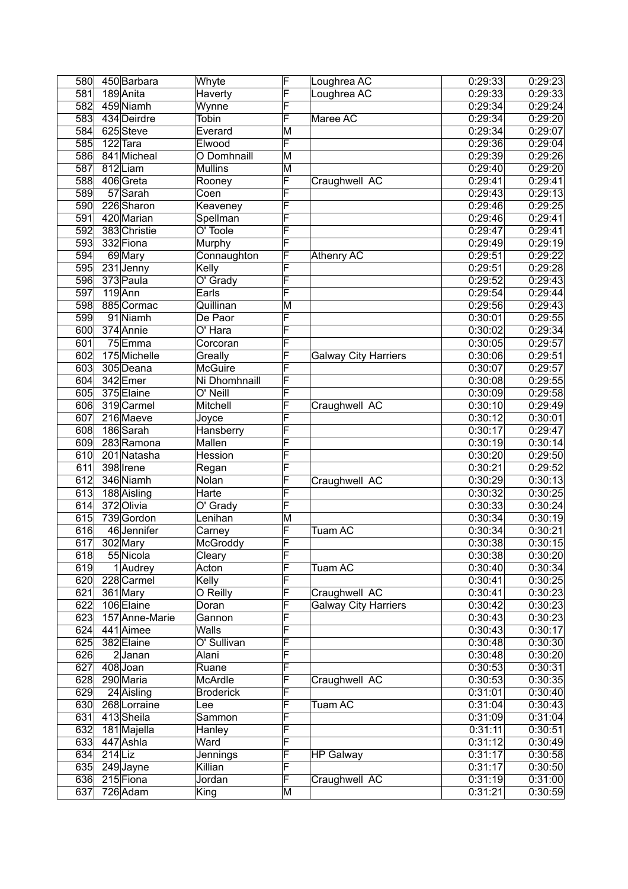| 580 | 450 | Barbara | Whyte | F | Loughrea AC | 0:29:33 | 0:29:23 |
|---|---|---|---|---|---|---|---|
| 581 | 189 | Anita | Haverty | F | Loughrea AC | 0:29:33 | 0:29:33 |
| 582 | 459 | Niamh | Wynne | F | | 0:29:34 | 0:29:24 |
| 583 | 434 | Deirdre | Tobin | F | Maree AC | 0:29:34 | 0:29:20 |
| 584 | 625 | Steve | Everard | M | | 0:29:34 | 0:29:07 |
| 585 | 122 | Tara | Elwood | F | | 0:29:36 | 0:29:04 |
| 586 | 841 | Micheal | O Domhnaill | M | | 0:29:39 | 0:29:26 |
| 587 | 812 | Liam | Mullins | M | | 0:29:40 | 0:29:20 |
| 588 | 406 | Greta | Rooney | F | Craughwell AC | 0:29:41 | 0:29:41 |
| 589 | 57 | Sarah | Coen | F | | 0:29:43 | 0:29:13 |
| 590 | 226 | Sharon | Keaveney | F | | 0:29:46 | 0:29:25 |
| 591 | 420 | Marian | Spellman | F | | 0:29:46 | 0:29:41 |
| 592 | 383 | Christie | O' Toole | F | | 0:29:47 | 0:29:41 |
| 593 | 332 | Fiona | Murphy | F | | 0:29:49 | 0:29:19 |
| 594 | 69 | Mary | Connaughton | F | Athenry AC | 0:29:51 | 0:29:22 |
| 595 | 231 | Jenny | Kelly | F | | 0:29:51 | 0:29:28 |
| 596 | 373 | Paula | O' Grady | F | | 0:29:52 | 0:29:43 |
| 597 | 119 | Ann | Earls | F | | 0:29:54 | 0:29:44 |
| 598 | 885 | Cormac | Quillinan | M | | 0:29:56 | 0:29:43 |
| 599 | 91 | Niamh | De Paor | F | | 0:30:01 | 0:29:55 |
| 600 | 374 | Annie | O' Hara | F | | 0:30:02 | 0:29:34 |
| 601 | 75 | Emma | Corcoran | F | | 0:30:05 | 0:29:57 |
| 602 | 175 | Michelle | Greally | F | Galway City Harriers | 0:30:06 | 0:29:51 |
| 603 | 305 | Deana | McGuire | F | | 0:30:07 | 0:29:57 |
| 604 | 342 | Emer | Ni Dhomhnaill | F | | 0:30:08 | 0:29:55 |
| 605 | 375 | Elaine | O' Neill | F | | 0:30:09 | 0:29:58 |
| 606 | 319 | Carmel | Mitchell | F | Craughwell AC | 0:30:10 | 0:29:49 |
| 607 | 216 | Maeve | Joyce | F | | 0:30:12 | 0:30:01 |
| 608 | 186 | Sarah | Hansberry | F | | 0:30:17 | 0:29:47 |
| 609 | 283 | Ramona | Mallen | F | | 0:30:19 | 0:30:14 |
| 610 | 201 | Natasha | Hession | F | | 0:30:20 | 0:29:50 |
| 611 | 398 | Irene | Regan | F | | 0:30:21 | 0:29:52 |
| 612 | 346 | Niamh | Nolan | F | Craughwell AC | 0:30:29 | 0:30:13 |
| 613 | 188 | Aisling | Harte | F | | 0:30:32 | 0:30:25 |
| 614 | 372 | Olivia | O' Grady | F | | 0:30:33 | 0:30:24 |
| 615 | 739 | Gordon | Lenihan | M | | 0:30:34 | 0:30:19 |
| 616 | 46 | Jennifer | Carney | F | Tuam AC | 0:30:34 | 0:30:21 |
| 617 | 302 | Mary | McGroddy | F | | 0:30:38 | 0:30:15 |
| 618 | 55 | Nicola | Cleary | F | | 0:30:38 | 0:30:20 |
| 619 | 1 | Audrey | Acton | F | Tuam AC | 0:30:40 | 0:30:34 |
| 620 | 228 | Carmel | Kelly | F | | 0:30:41 | 0:30:25 |
| 621 | 361 | Mary | O Reilly | F | Craughwell AC | 0:30:41 | 0:30:23 |
| 622 | 106 | Elaine | Doran | F | Galway City Harriers | 0:30:42 | 0:30:23 |
| 623 | 157 | Anne-Marie | Gannon | F | | 0:30:43 | 0:30:23 |
| 624 | 441 | Aimee | Walls | F | | 0:30:43 | 0:30:17 |
| 625 | 382 | Elaine | O' Sullivan | F | | 0:30:48 | 0:30:30 |
| 626 | 2 | Janan | Alani | F | | 0:30:48 | 0:30:20 |
| 627 | 408 | Joan | Ruane | F | | 0:30:53 | 0:30:31 |
| 628 | 290 | Maria | McArdle | F | Craughwell AC | 0:30:53 | 0:30:35 |
| 629 | 24 | Aisling | Broderick | F | | 0:31:01 | 0:30:40 |
| 630 | 268 | Lorraine | Lee | F | Tuam AC | 0:31:04 | 0:30:43 |
| 631 | 413 | Sheila | Sammon | F | | 0:31:09 | 0:31:04 |
| 632 | 181 | Majella | Hanley | F | | 0:31:11 | 0:30:51 |
| 633 | 447 | Ashla | Ward | F | | 0:31:12 | 0:30:49 |
| 634 | 214 | Liz | Jennings | F | HP Galway | 0:31:17 | 0:30:58 |
| 635 | 249 | Jayne | Killian | F | | 0:31:17 | 0:30:50 |
| 636 | 215 | Fiona | Jordan | F | Craughwell AC | 0:31:19 | 0:31:00 |
| 637 | 726 | Adam | King | M | | 0:31:21 | 0:30:59 |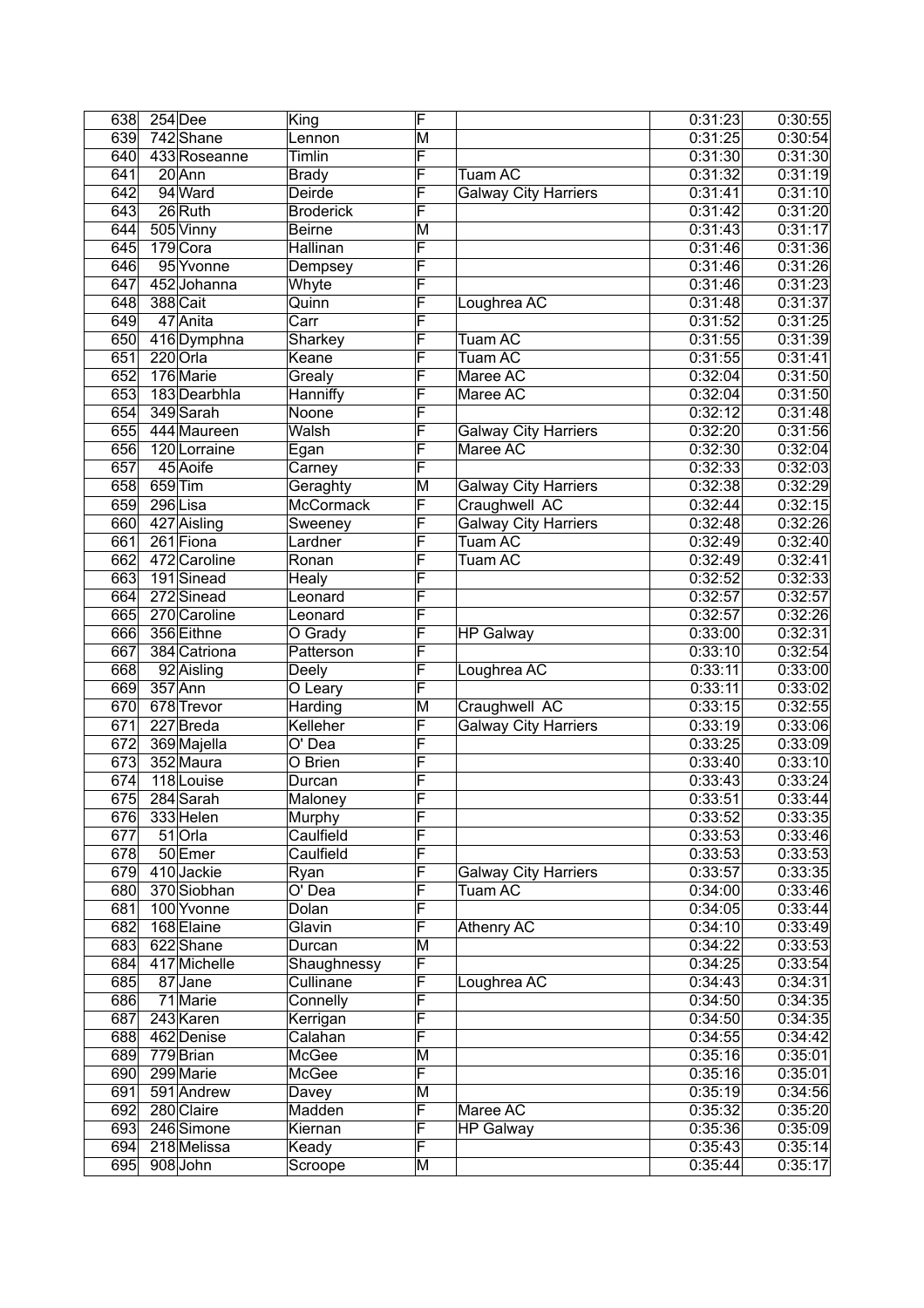| | | | | | | | |
|---|---|---|---|---|---|---|---|
| 638 | 254 | Dee | King | F | | 0:31:23 | 0:30:55 |
| 639 | 742 | Shane | Lennon | M | | 0:31:25 | 0:30:54 |
| 640 | 433 | Roseanne | Timlin | F | | 0:31:30 | 0:31:30 |
| 641 | 20 | Ann | Brady | F | Tuam AC | 0:31:32 | 0:31:19 |
| 642 | 94 | Ward | Deirde | F | Galway City Harriers | 0:31:41 | 0:31:10 |
| 643 | 26 | Ruth | Broderick | F | | 0:31:42 | 0:31:20 |
| 644 | 505 | Vinny | Beirne | M | | 0:31:43 | 0:31:17 |
| 645 | 179 | Cora | Hallinan | F | | 0:31:46 | 0:31:36 |
| 646 | 95 | Yvonne | Dempsey | F | | 0:31:46 | 0:31:26 |
| 647 | 452 | Johanna | Whyte | F | | 0:31:46 | 0:31:23 |
| 648 | 388 | Cait | Quinn | F | Loughrea AC | 0:31:48 | 0:31:37 |
| 649 | 47 | Anita | Carr | F | | 0:31:52 | 0:31:25 |
| 650 | 416 | Dymphna | Sharkey | F | Tuam AC | 0:31:55 | 0:31:39 |
| 651 | 220 | Orla | Keane | F | Tuam AC | 0:31:55 | 0:31:41 |
| 652 | 176 | Marie | Grealy | F | Maree AC | 0:32:04 | 0:31:50 |
| 653 | 183 | Dearbhla | Hanniffy | F | Maree AC | 0:32:04 | 0:31:50 |
| 654 | 349 | Sarah | Noone | F | | 0:32:12 | 0:31:48 |
| 655 | 444 | Maureen | Walsh | F | Galway City Harriers | 0:32:20 | 0:31:56 |
| 656 | 120 | Lorraine | Egan | F | Maree AC | 0:32:30 | 0:32:04 |
| 657 | 45 | Aoife | Carney | F | | 0:32:33 | 0:32:03 |
| 658 | 659 | Tim | Geraghty | M | Galway City Harriers | 0:32:38 | 0:32:29 |
| 659 | 296 | Lisa | McCormack | F | Craughwell AC | 0:32:44 | 0:32:15 |
| 660 | 427 | Aisling | Sweeney | F | Galway City Harriers | 0:32:48 | 0:32:26 |
| 661 | 261 | Fiona | Lardner | F | Tuam AC | 0:32:49 | 0:32:40 |
| 662 | 472 | Caroline | Ronan | F | Tuam AC | 0:32:49 | 0:32:41 |
| 663 | 191 | Sinead | Healy | F | | 0:32:52 | 0:32:33 |
| 664 | 272 | Sinead | Leonard | F | | 0:32:57 | 0:32:57 |
| 665 | 270 | Caroline | Leonard | F | | 0:32:57 | 0:32:26 |
| 666 | 356 | Eithne | O Grady | F | HP Galway | 0:33:00 | 0:32:31 |
| 667 | 384 | Catriona | Patterson | F | | 0:33:10 | 0:32:54 |
| 668 | 92 | Aisling | Deely | F | Loughrea AC | 0:33:11 | 0:33:00 |
| 669 | 357 | Ann | O Leary | F | | 0:33:11 | 0:33:02 |
| 670 | 678 | Trevor | Harding | M | Craughwell AC | 0:33:15 | 0:32:55 |
| 671 | 227 | Breda | Kelleher | F | Galway City Harriers | 0:33:19 | 0:33:06 |
| 672 | 369 | Majella | O' Dea | F | | 0:33:25 | 0:33:09 |
| 673 | 352 | Maura | O Brien | F | | 0:33:40 | 0:33:10 |
| 674 | 118 | Louise | Durcan | F | | 0:33:43 | 0:33:24 |
| 675 | 284 | Sarah | Maloney | F | | 0:33:51 | 0:33:44 |
| 676 | 333 | Helen | Murphy | F | | 0:33:52 | 0:33:35 |
| 677 | 51 | Orla | Caulfield | F | | 0:33:53 | 0:33:46 |
| 678 | 50 | Emer | Caulfield | F | | 0:33:53 | 0:33:53 |
| 679 | 410 | Jackie | Ryan | F | Galway City Harriers | 0:33:57 | 0:33:35 |
| 680 | 370 | Siobhan | O' Dea | F | Tuam AC | 0:34:00 | 0:33:46 |
| 681 | 100 | Yvonne | Dolan | F | | 0:34:05 | 0:33:44 |
| 682 | 168 | Elaine | Glavin | F | Athenry AC | 0:34:10 | 0:33:49 |
| 683 | 622 | Shane | Durcan | M | | 0:34:22 | 0:33:53 |
| 684 | 417 | Michelle | Shaughnessy | F | | 0:34:25 | 0:33:54 |
| 685 | 87 | Jane | Cullinane | F | Loughrea AC | 0:34:43 | 0:34:31 |
| 686 | 71 | Marie | Connelly | F | | 0:34:50 | 0:34:35 |
| 687 | 243 | Karen | Kerrigan | F | | 0:34:50 | 0:34:35 |
| 688 | 462 | Denise | Calahan | F | | 0:34:55 | 0:34:42 |
| 689 | 779 | Brian | McGee | M | | 0:35:16 | 0:35:01 |
| 690 | 299 | Marie | McGee | F | | 0:35:16 | 0:35:01 |
| 691 | 591 | Andrew | Davey | M | | 0:35:19 | 0:34:56 |
| 692 | 280 | Claire | Madden | F | Maree AC | 0:35:32 | 0:35:20 |
| 693 | 246 | Simone | Kiernan | F | HP Galway | 0:35:36 | 0:35:09 |
| 694 | 218 | Melissa | Keady | F | | 0:35:43 | 0:35:14 |
| 695 | 908 | John | Scroope | M | | 0:35:44 | 0:35:17 |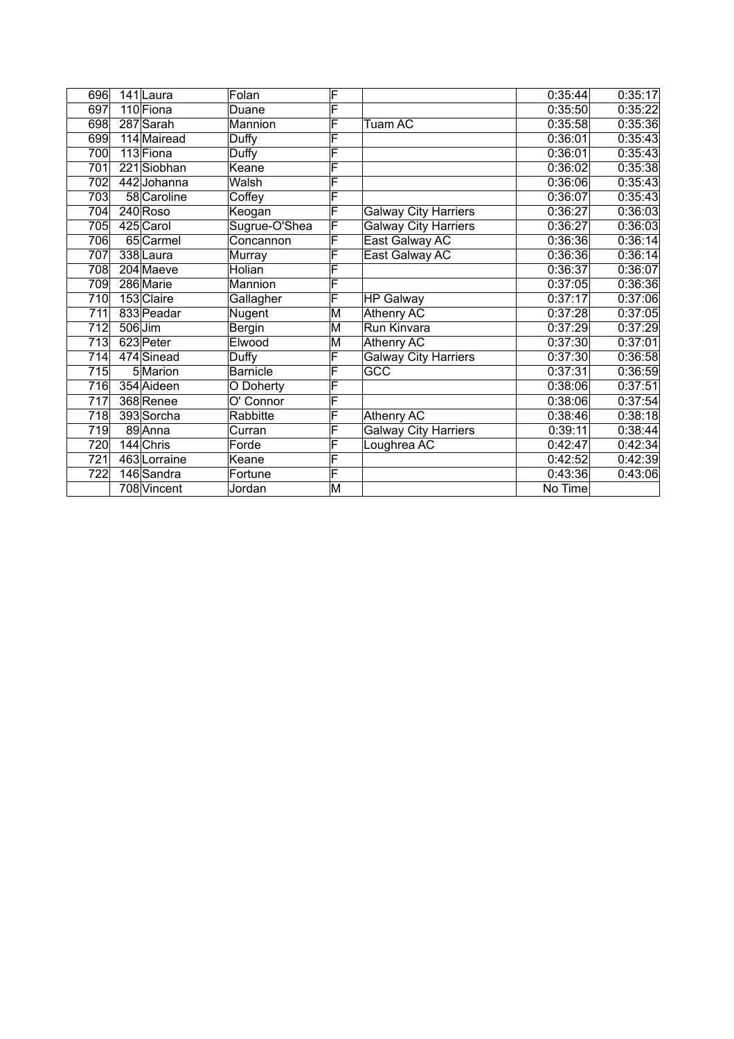| | | | | | | | |
|---|---|---|---|---|---|---|---|
| 696 | 141 | Laura | Folan | F | | 0:35:44 | 0:35:17 |
| 697 | 110 | Fiona | Duane | F | | 0:35:50 | 0:35:22 |
| 698 | 287 | Sarah | Mannion | F | Tuam AC | 0:35:58 | 0:35:36 |
| 699 | 114 | Mairead | Duffy | F | | 0:36:01 | 0:35:43 |
| 700 | 113 | Fiona | Duffy | F | | 0:36:01 | 0:35:43 |
| 701 | 221 | Siobhan | Keane | F | | 0:36:02 | 0:35:38 |
| 702 | 442 | Johanna | Walsh | F | | 0:36:06 | 0:35:43 |
| 703 | 58 | Caroline | Coffey | F | | 0:36:07 | 0:35:43 |
| 704 | 240 | Roso | Keogan | F | Galway City Harriers | 0:36:27 | 0:36:03 |
| 705 | 425 | Carol | Sugrue-O'Shea | F | Galway City Harriers | 0:36:27 | 0:36:03 |
| 706 | 65 | Carmel | Concannon | F | East Galway AC | 0:36:36 | 0:36:14 |
| 707 | 338 | Laura | Murray | F | East Galway AC | 0:36:36 | 0:36:14 |
| 708 | 204 | Maeve | Holian | F | | 0:36:37 | 0:36:07 |
| 709 | 286 | Marie | Mannion | F | | 0:37:05 | 0:36:36 |
| 710 | 153 | Claire | Gallagher | F | HP Galway | 0:37:17 | 0:37:06 |
| 711 | 833 | Peadar | Nugent | M | Athenry AC | 0:37:28 | 0:37:05 |
| 712 | 506 | Jim | Bergin | M | Run Kinvara | 0:37:29 | 0:37:29 |
| 713 | 623 | Peter | Elwood | M | Athenry AC | 0:37:30 | 0:37:01 |
| 714 | 474 | Sinead | Duffy | F | Galway City Harriers | 0:37:30 | 0:36:58 |
| 715 | 5 | Marion | Barnicle | F | GCC | 0:37:31 | 0:36:59 |
| 716 | 354 | Aideen | O Doherty | F | | 0:38:06 | 0:37:51 |
| 717 | 368 | Renee | O' Connor | F | | 0:38:06 | 0:37:54 |
| 718 | 393 | Sorcha | Rabbitte | F | Athenry AC | 0:38:46 | 0:38:18 |
| 719 | 89 | Anna | Curran | F | Galway City Harriers | 0:39:11 | 0:38:44 |
| 720 | 144 | Chris | Forde | F | Loughrea AC | 0:42:47 | 0:42:34 |
| 721 | 463 | Lorraine | Keane | F | | 0:42:52 | 0:42:39 |
| 722 | 146 | Sandra | Fortune | F | | 0:43:36 | 0:43:06 |
| | 708 | Vincent | Jordan | M | | No Time | |